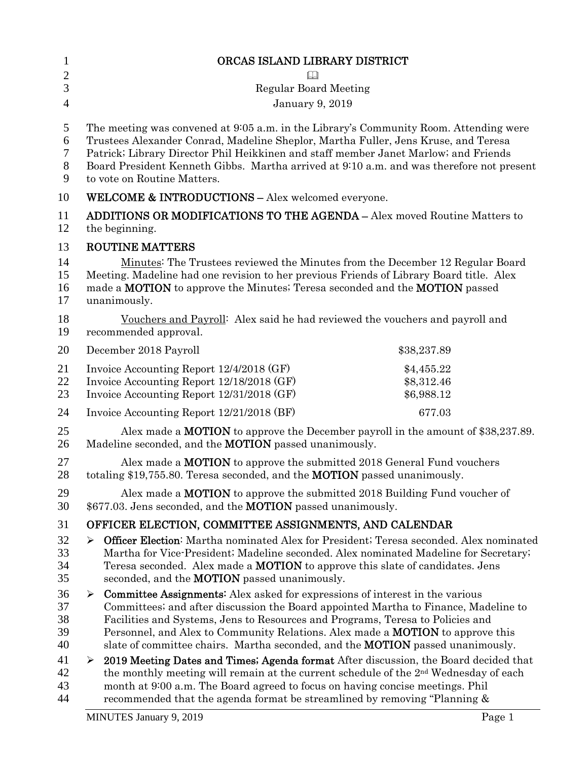# ORCAS ISLAND LIBRARY DISTRICT

📖

Regular Board Meeting

January 9, 2019

The meeting was convened at 9:05 a.m. in the Library's Community Room. Attending were Trustees Alexander Conrad, Madeline Sheplor, Martha Fuller, Jens Kruse, and Teresa Patrick; Library Director Phil Heikkinen and staff member Janet Marlow; and Friends Board President Kenneth Gibbs. Martha arrived at 9:10 a.m. and was therefore not present to vote on Routine Matters.

**WELCOME & INTRODUCTIONS –** Alex welcomed everyone.

**ADDITIONS OR MODIFICATIONS TO THE AGENDA –** Alex moved Routine Matters to the beginning.

## ROUTINE MATTERS

Minutes: The Trustees reviewed the Minutes from the December 12 Regular Board Meeting. Madeline had one revision to her previous Friends of Library Board title. Alex made a **MOTION** to approve the Minutes; Teresa seconded and the **MOTION** passed unanimously.

Vouchers and Payroll: Alex said he had reviewed the vouchers and payroll and recommended approval.

| | |
|---|---|
| December 2018 Payroll | $38,237.89 |
| Invoice Accounting Report 12/4/2018 (GF) | $4,455.22 |
| Invoice Accounting Report 12/18/2018 (GF) | $8,312.46 |
| Invoice Accounting Report 12/31/2018 (GF) | $6,988.12 |
| Invoice Accounting Report 12/21/2018 (BF) | 677.03 |

Alex made a **MOTION** to approve the December payroll in the amount of $38,237.89. Madeline seconded, and the **MOTION** passed unanimously.

Alex made a **MOTION** to approve the submitted 2018 General Fund vouchers totaling $19,755.80. Teresa seconded, and the **MOTION** passed unanimously.

Alex made a **MOTION** to approve the submitted 2018 Building Fund voucher of $677.03. Jens seconded, and the **MOTION** passed unanimously.

## OFFICER ELECTION, COMMITTEE ASSIGNMENTS, AND CALENDAR

- **Officer Election**: Martha nominated Alex for President; Teresa seconded. Alex nominated Martha for Vice-President; Madeline seconded. Alex nominated Madeline for Secretary; Teresa seconded. Alex made a **MOTION** to approve this slate of candidates. Jens seconded, and the **MOTION** passed unanimously.
- **Committee Assignments:** Alex asked for expressions of interest in the various Committees; and after discussion the Board appointed Martha to Finance, Madeline to Facilities and Systems, Jens to Resources and Programs, Teresa to Policies and Personnel, and Alex to Community Relations. Alex made a **MOTION** to approve this slate of committee chairs. Martha seconded, and the **MOTION** passed unanimously.
- **2019 Meeting Dates and Times; Agenda format** After discussion, the Board decided that the monthly meeting will remain at the current schedule of the 2nd Wednesday of each month at 9:00 a.m. The Board agreed to focus on having concise meetings. Phil recommended that the agenda format be streamlined by removing "Planning &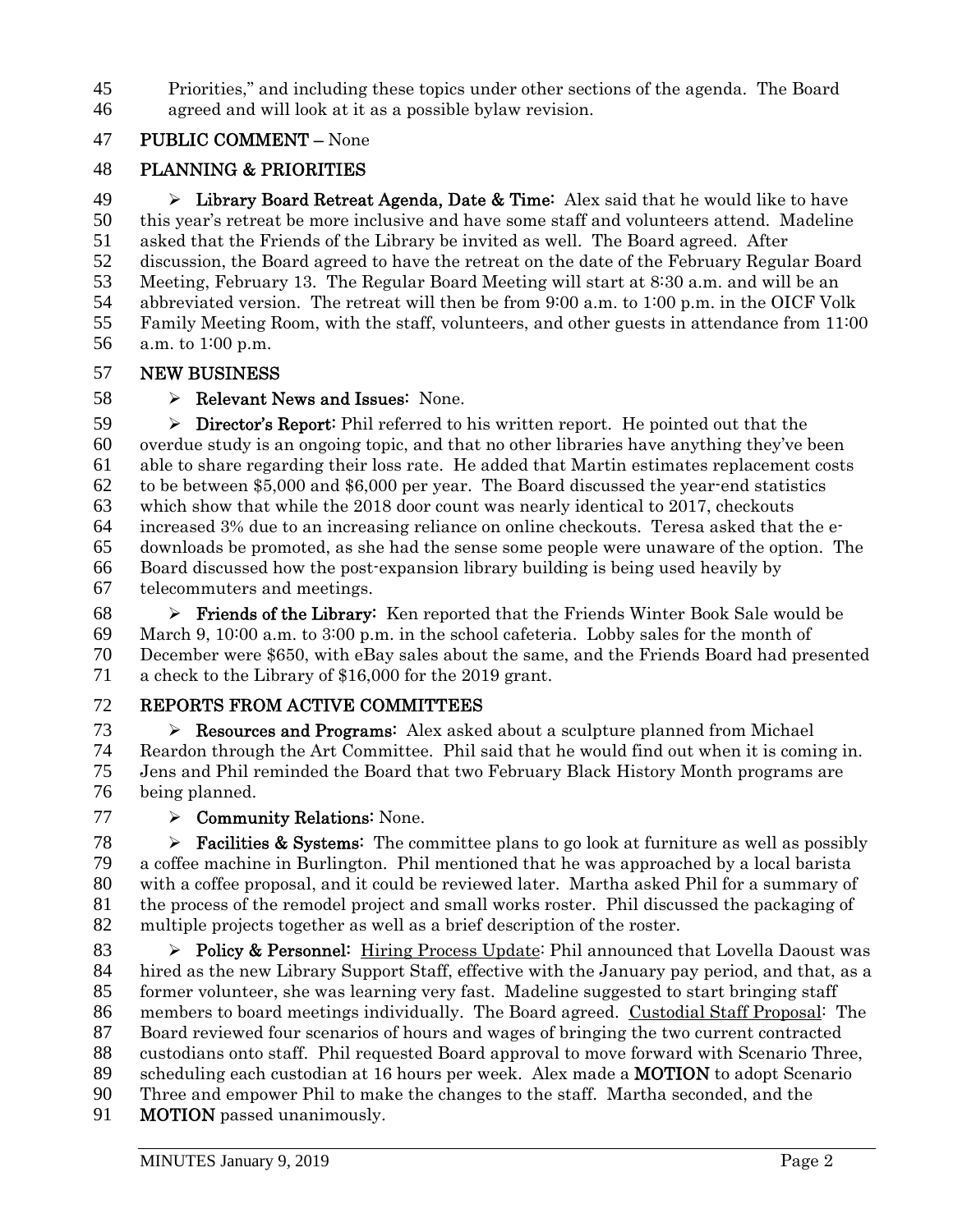Priorities," and including these topics under other sections of the agenda. The Board agreed and will look at it as a possible bylaw revision.

**PUBLIC COMMENT** – None

**PLANNING & PRIORITIES**

- **Library Board Retreat Agenda, Date & Time:** Alex said that he would like to have this year's retreat be more inclusive and have some staff and volunteers attend. Madeline asked that the Friends of the Library be invited as well. The Board agreed. After discussion, the Board agreed to have the retreat on the date of the February Regular Board Meeting, February 13. The Regular Board Meeting will start at 8:30 a.m. and will be an abbreviated version. The retreat will then be from 9:00 a.m. to 1:00 p.m. in the OICF Volk Family Meeting Room, with the staff, volunteers, and other guests in attendance from 11:00 a.m. to 1:00 p.m.

**NEW BUSINESS**

- **Relevant News and Issues:** None.
- **Director's Report:** Phil referred to his written report. He pointed out that the overdue study is an ongoing topic, and that no other libraries have anything they've been able to share regarding their loss rate. He added that Martin estimates replacement costs to be between $5,000 and $6,000 per year. The Board discussed the year-end statistics which show that while the 2018 door count was nearly identical to 2017, checkouts increased 3% due to an increasing reliance on online checkouts. Teresa asked that the e-downloads be promoted, as she had the sense some people were unaware of the option. The Board discussed how the post-expansion library building is being used heavily by telecommuters and meetings.
- **Friends of the Library:** Ken reported that the Friends Winter Book Sale would be March 9, 10:00 a.m. to 3:00 p.m. in the school cafeteria. Lobby sales for the month of December were $650, with eBay sales about the same, and the Friends Board had presented a check to the Library of $16,000 for the 2019 grant.

**REPORTS FROM ACTIVE COMMITTEES**

- **Resources and Programs:** Alex asked about a sculpture planned from Michael Reardon through the Art Committee. Phil said that he would find out when it is coming in. Jens and Phil reminded the Board that two February Black History Month programs are being planned.
- **Community Relations:** None.
- **Facilities & Systems:** The committee plans to go look at furniture as well as possibly a coffee machine in Burlington. Phil mentioned that he was approached by a local barista with a coffee proposal, and it could be reviewed later. Martha asked Phil for a summary of the process of the remodel project and small works roster. Phil discussed the packaging of multiple projects together as well as a brief description of the roster.
- **Policy & Personnel:** Hiring Process Update: Phil announced that Lovella Daoust was hired as the new Library Support Staff, effective with the January pay period, and that, as a former volunteer, she was learning very fast. Madeline suggested to start bringing staff members to board meetings individually. The Board agreed. Custodial Staff Proposal: The Board reviewed four scenarios of hours and wages of bringing the two current contracted custodians onto staff. Phil requested Board approval to move forward with Scenario Three, scheduling each custodian at 16 hours per week. Alex made a **MOTION** to adopt Scenario Three and empower Phil to make the changes to the staff. Martha seconded, and the **MOTION** passed unanimously.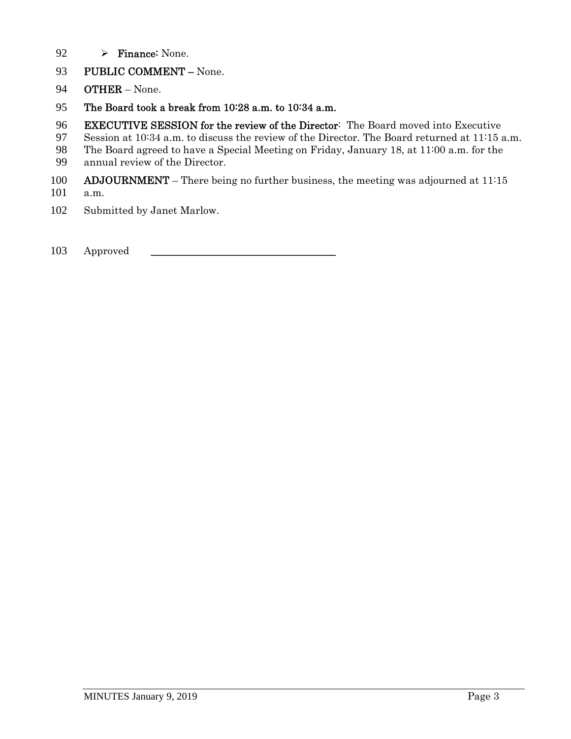- **Finance:** None.

**PUBLIC COMMENT –** None.

**OTHER** – None.

**The Board took a break from 10:28 a.m. to 10:34 a.m.**

**EXECUTIVE SESSION for the review of the Director**: The Board moved into Executive Session at 10:34 a.m. to discuss the review of the Director. The Board returned at 11:15 a.m. The Board agreed to have a Special Meeting on Friday, January 18, at 11:00 a.m. for the annual review of the Director.

**ADJOURNMENT** – There being no further business, the meeting was adjourned at 11:15 a.m.

Submitted by Janet Marlow.

Approved ___________________________________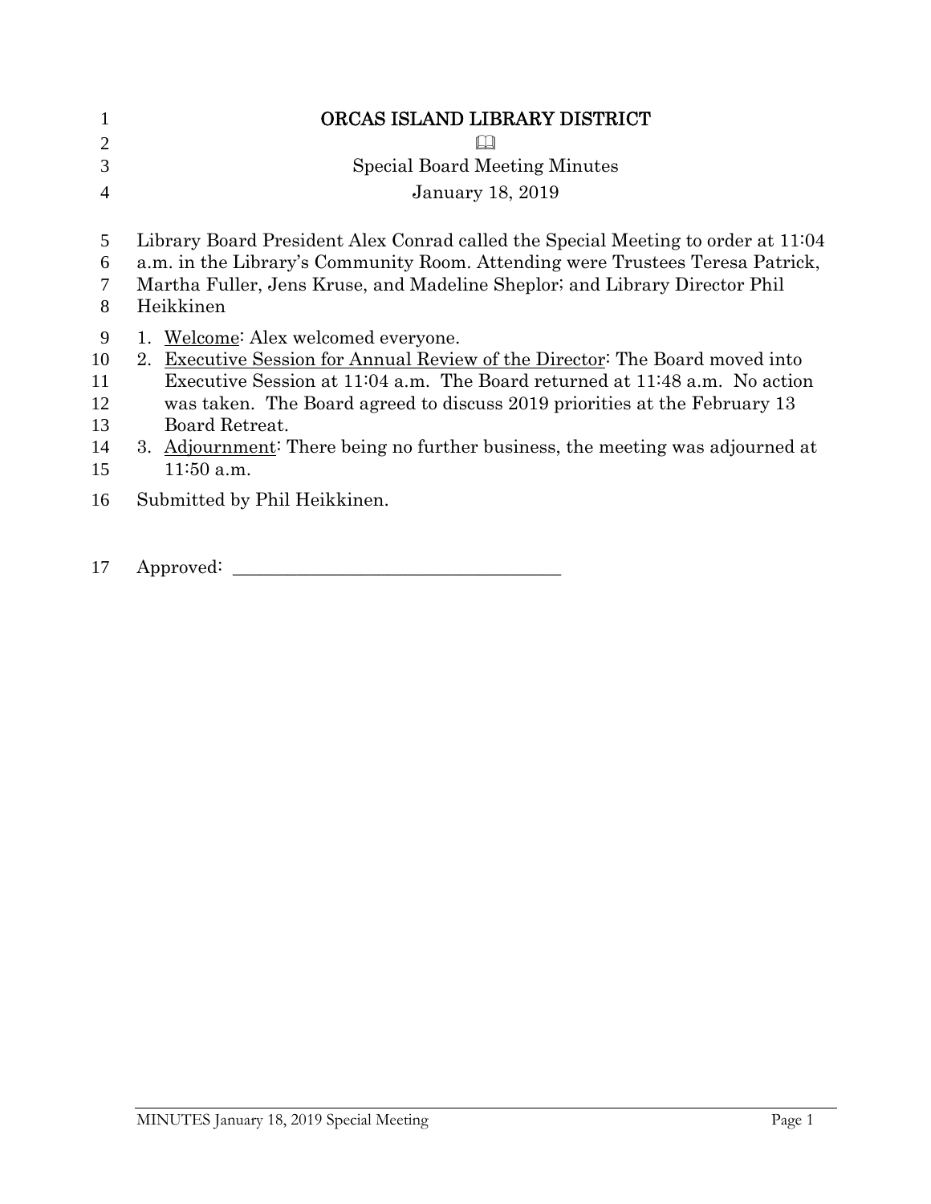# ORCAS ISLAND LIBRARY DISTRICT

📖

Special Board Meeting Minutes

January 18, 2019

Library Board President Alex Conrad called the Special Meeting to order at 11:04 a.m. in the Library's Community Room. Attending were Trustees Teresa Patrick, Martha Fuller, Jens Kruse, and Madeline Sheplor; and Library Director Phil Heikkinen

1. Welcome: Alex welcomed everyone.
2. Executive Session for Annual Review of the Director: The Board moved into Executive Session at 11:04 a.m. The Board returned at 11:48 a.m. No action was taken. The Board agreed to discuss 2019 priorities at the February 13 Board Retreat.
3. Adjournment: There being no further business, the meeting was adjourned at 11:50 a.m.

Submitted by Phil Heikkinen.

Approved: ___________________________________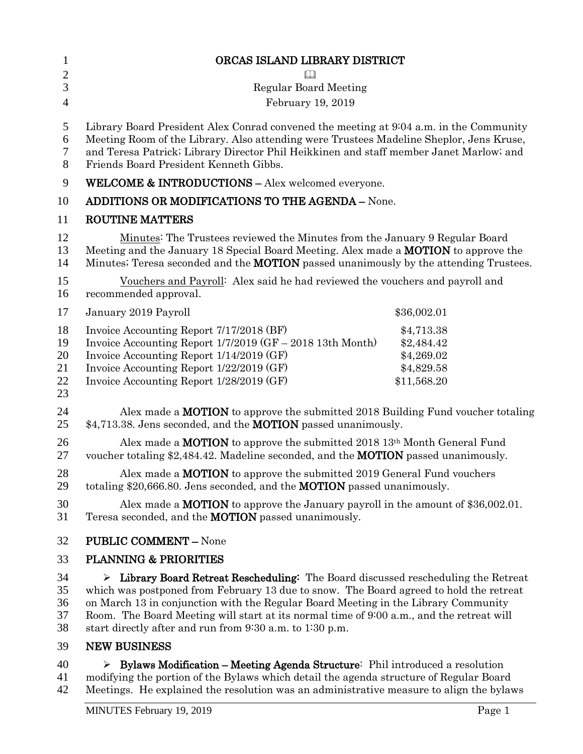# ORCAS ISLAND LIBRARY DISTRICT

📖

Regular Board Meeting

February 19, 2019

Library Board President Alex Conrad convened the meeting at 9:04 a.m. in the Community Meeting Room of the Library. Also attending were Trustees Madeline Sheplor, Jens Kruse, and Teresa Patrick; Library Director Phil Heikkinen and staff member Janet Marlow; and Friends Board President Kenneth Gibbs.

**WELCOME & INTRODUCTIONS –** Alex welcomed everyone.

**ADDITIONS OR MODIFICATIONS TO THE AGENDA –** None.

**ROUTINE MATTERS**

Minutes: The Trustees reviewed the Minutes from the January 9 Regular Board Meeting and the January 18 Special Board Meeting. Alex made a **MOTION** to approve the Minutes; Teresa seconded and the **MOTION** passed unanimously by the attending Trustees.

Vouchers and Payroll: Alex said he had reviewed the vouchers and payroll and recommended approval.

| | |
|---|---|
| January 2019 Payroll | \$36,002.01 |
| Invoice Accounting Report 7/17/2018 (BF) | \$4,713.38 |
| Invoice Accounting Report 1/7/2019 (GF – 2018 13th Month) | \$2,484.42 |
| Invoice Accounting Report 1/14/2019 (GF) | \$4,269.02 |
| Invoice Accounting Report 1/22/2019 (GF) | \$4,829.58 |
| Invoice Accounting Report 1/28/2019 (GF) | \$11,568.20 |

Alex made a **MOTION** to approve the submitted 2018 Building Fund voucher totaling \$4,713.38. Jens seconded, and the **MOTION** passed unanimously.

Alex made a **MOTION** to approve the submitted 2018 13th Month General Fund voucher totaling \$2,484.42. Madeline seconded, and the **MOTION** passed unanimously.

Alex made a **MOTION** to approve the submitted 2019 General Fund vouchers totaling \$20,666.80. Jens seconded, and the **MOTION** passed unanimously.

Alex made a **MOTION** to approve the January payroll in the amount of \$36,002.01. Teresa seconded, and the **MOTION** passed unanimously.

**PUBLIC COMMENT –** None

**PLANNING & PRIORITIES**

- **Library Board Retreat Rescheduling:** The Board discussed rescheduling the Retreat which was postponed from February 13 due to snow. The Board agreed to hold the retreat on March 13 in conjunction with the Regular Board Meeting in the Library Community Room. The Board Meeting will start at its normal time of 9:00 a.m., and the retreat will start directly after and run from 9:30 a.m. to 1:30 p.m.

**NEW BUSINESS**

- **Bylaws Modification – Meeting Agenda Structure:** Phil introduced a resolution modifying the portion of the Bylaws which detail the agenda structure of Regular Board Meetings. He explained the resolution was an administrative measure to align the bylaws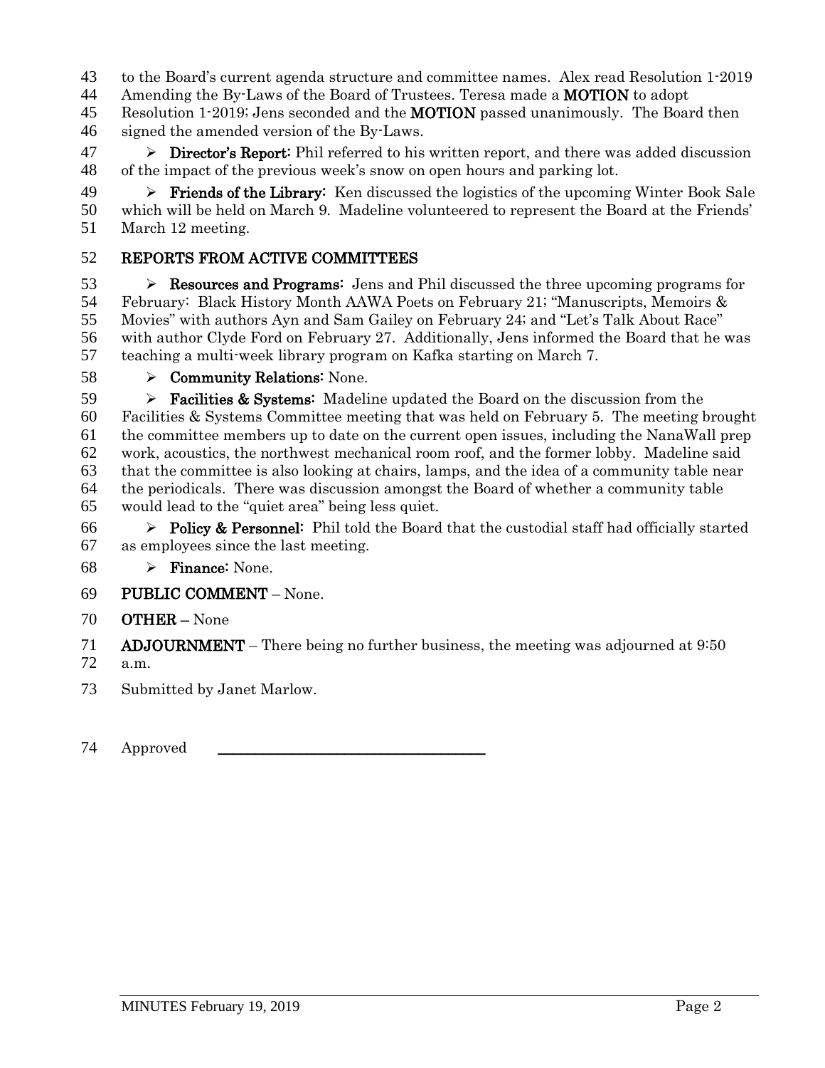to the Board's current agenda structure and committee names. Alex read Resolution 1-2019 Amending the By-Laws of the Board of Trustees. Teresa made a **MOTION** to adopt Resolution 1-2019; Jens seconded and the **MOTION** passed unanimously. The Board then signed the amended version of the By-Laws.

- **Director's Report:** Phil referred to his written report, and there was added discussion of the impact of the previous week's snow on open hours and parking lot.
- **Friends of the Library:** Ken discussed the logistics of the upcoming Winter Book Sale which will be held on March 9. Madeline volunteered to represent the Board at the Friends' March 12 meeting.

**REPORTS FROM ACTIVE COMMITTEES**

- **Resources and Programs:** Jens and Phil discussed the three upcoming programs for February: Black History Month AAWA Poets on February 21; "Manuscripts, Memoirs & Movies" with authors Ayn and Sam Gailey on February 24; and "Let's Talk About Race" with author Clyde Ford on February 27. Additionally, Jens informed the Board that he was teaching a multi-week library program on Kafka starting on March 7.
- **Community Relations:** None.
- **Facilities & Systems:** Madeline updated the Board on the discussion from the Facilities & Systems Committee meeting that was held on February 5. The meeting brought the committee members up to date on the current open issues, including the NanaWall prep work, acoustics, the northwest mechanical room roof, and the former lobby. Madeline said that the committee is also looking at chairs, lamps, and the idea of a community table near the periodicals. There was discussion amongst the Board of whether a community table would lead to the "quiet area" being less quiet.
- **Policy & Personnel:** Phil told the Board that the custodial staff had officially started as employees since the last meeting.
- **Finance:** None.

**PUBLIC COMMENT** – None.

**OTHER** – None

**ADJOURNMENT** – There being no further business, the meeting was adjourned at 9:50 a.m.

Submitted by Janet Marlow.

Approved \_\_\_\_\_\_\_\_\_\_\_\_\_\_\_\_\_\_\_\_\_\_\_\_\_\_\_\_\_\_\_\_\_\_\_\_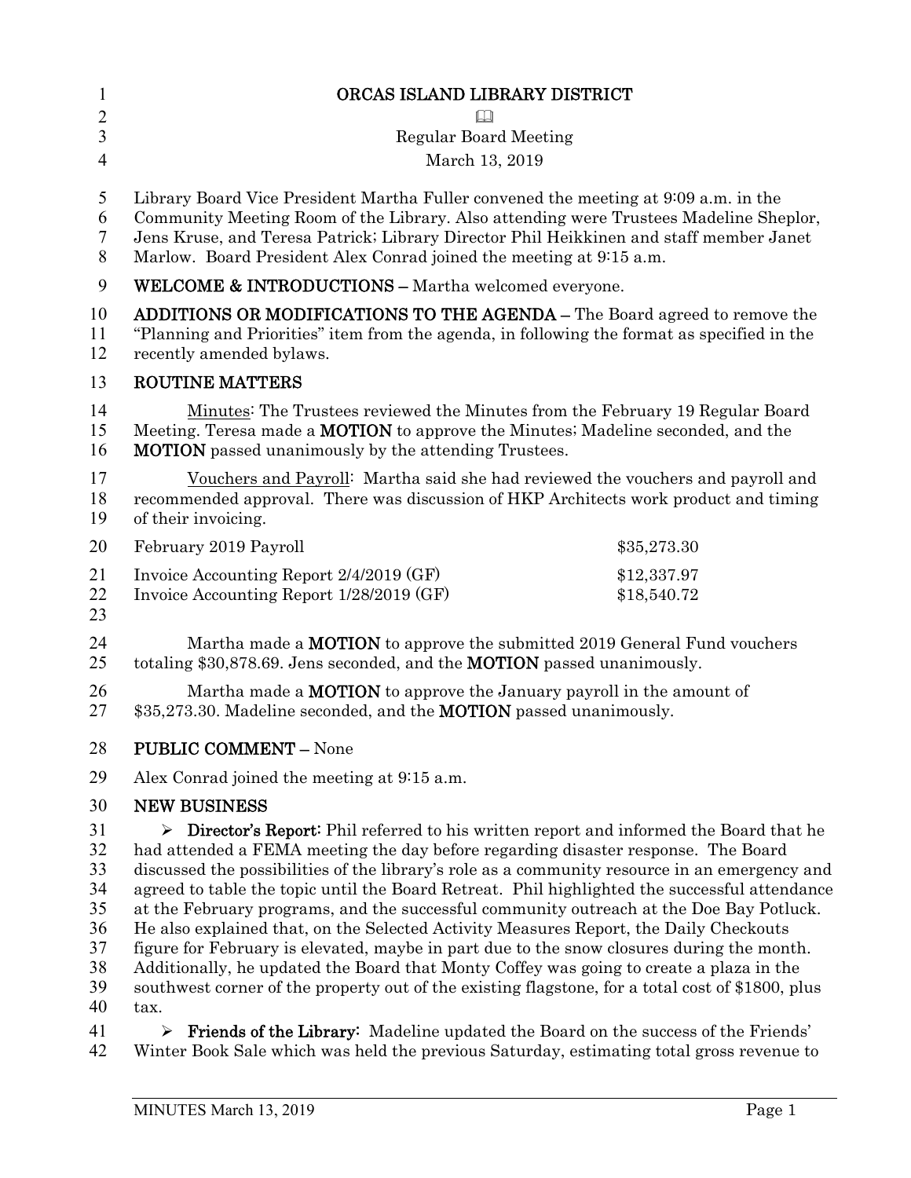# ORCAS ISLAND LIBRARY DISTRICT

📖

Regular Board Meeting

March 13, 2019

Library Board Vice President Martha Fuller convened the meeting at 9:09 a.m. in the Community Meeting Room of the Library. Also attending were Trustees Madeline Sheplor, Jens Kruse, and Teresa Patrick; Library Director Phil Heikkinen and staff member Janet Marlow. Board President Alex Conrad joined the meeting at 9:15 a.m.

**WELCOME & INTRODUCTIONS –** Martha welcomed everyone.

**ADDITIONS OR MODIFICATIONS TO THE AGENDA –** The Board agreed to remove the "Planning and Priorities" item from the agenda, in following the format as specified in the recently amended bylaws.

## ROUTINE MATTERS

Minutes: The Trustees reviewed the Minutes from the February 19 Regular Board Meeting. Teresa made a **MOTION** to approve the Minutes; Madeline seconded, and the **MOTION** passed unanimously by the attending Trustees.

Vouchers and Payroll: Martha said she had reviewed the vouchers and payroll and recommended approval. There was discussion of HKP Architects work product and timing of their invoicing.

| | |
|---|---|
| February 2019 Payroll | $35,273.30 |
| Invoice Accounting Report 2/4/2019 (GF) | $12,337.97 |
| Invoice Accounting Report 1/28/2019 (GF) | $18,540.72 |

Martha made a **MOTION** to approve the submitted 2019 General Fund vouchers totaling $30,878.69. Jens seconded, and the **MOTION** passed unanimously.

Martha made a **MOTION** to approve the January payroll in the amount of $35,273.30. Madeline seconded, and the **MOTION** passed unanimously.

**PUBLIC COMMENT –** None

Alex Conrad joined the meeting at 9:15 a.m.

## NEW BUSINESS

- **Director's Report:** Phil referred to his written report and informed the Board that he had attended a FEMA meeting the day before regarding disaster response. The Board discussed the possibilities of the library's role as a community resource in an emergency and agreed to table the topic until the Board Retreat. Phil highlighted the successful attendance at the February programs, and the successful community outreach at the Doe Bay Potluck. He also explained that, on the Selected Activity Measures Report, the Daily Checkouts figure for February is elevated, maybe in part due to the snow closures during the month. Additionally, he updated the Board that Monty Coffey was going to create a plaza in the southwest corner of the property out of the existing flagstone, for a total cost of $1800, plus tax.

- **Friends of the Library:** Madeline updated the Board on the success of the Friends' Winter Book Sale which was held the previous Saturday, estimating total gross revenue to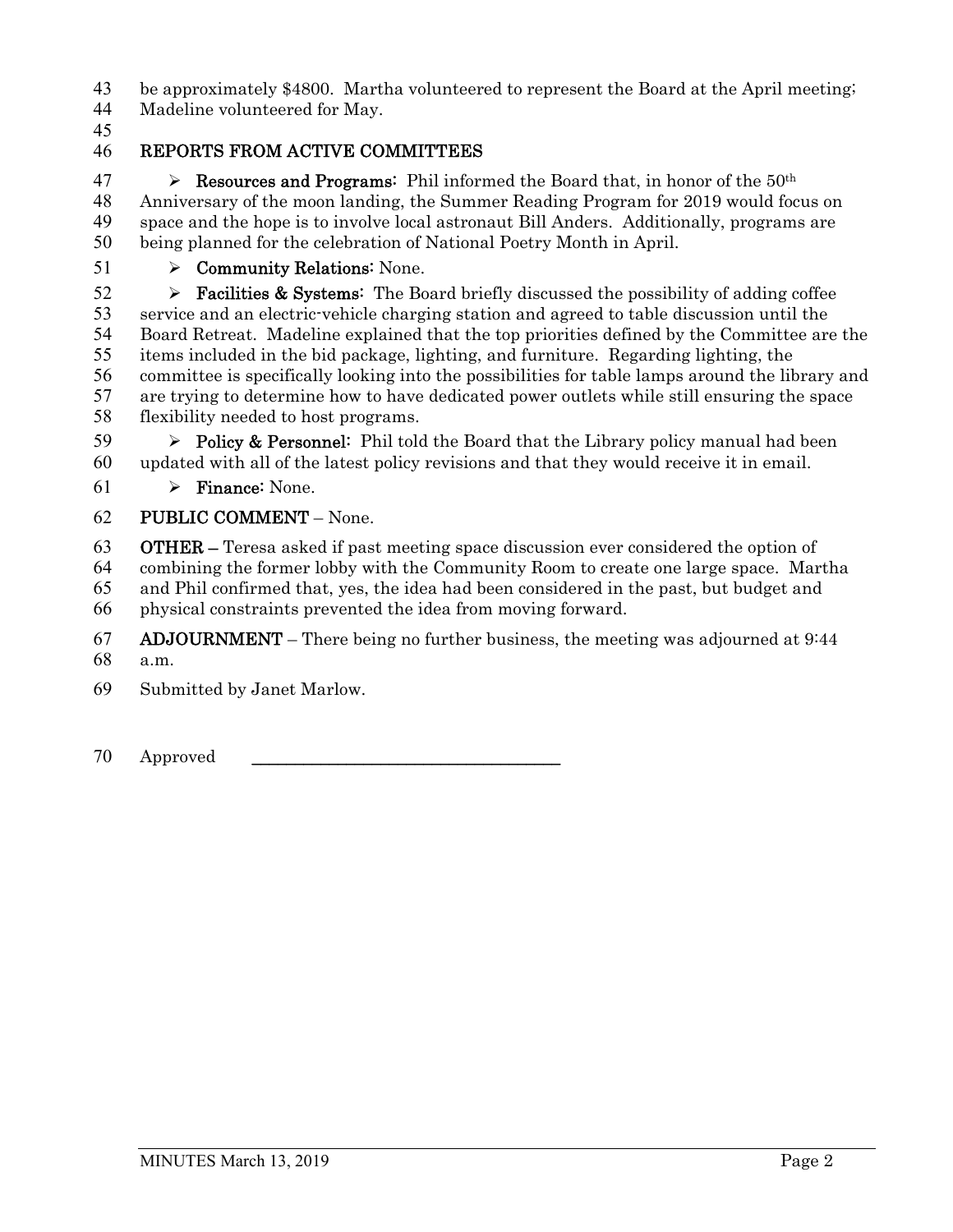be approximately $4800. Martha volunteered to represent the Board at the April meeting; Madeline volunteered for May.

## REPORTS FROM ACTIVE COMMITTEES

- **Resources and Programs:** Phil informed the Board that, in honor of the 50th Anniversary of the moon landing, the Summer Reading Program for 2019 would focus on space and the hope is to involve local astronaut Bill Anders. Additionally, programs are being planned for the celebration of National Poetry Month in April.
- **Community Relations:** None.
- **Facilities & Systems:** The Board briefly discussed the possibility of adding coffee service and an electric-vehicle charging station and agreed to table discussion until the Board Retreat. Madeline explained that the top priorities defined by the Committee are the items included in the bid package, lighting, and furniture. Regarding lighting, the committee is specifically looking into the possibilities for table lamps around the library and are trying to determine how to have dedicated power outlets while still ensuring the space flexibility needed to host programs.
- **Policy & Personnel:** Phil told the Board that the Library policy manual had been updated with all of the latest policy revisions and that they would receive it in email.
- **Finance:** None.

**PUBLIC COMMENT** – None.

**OTHER –** Teresa asked if past meeting space discussion ever considered the option of combining the former lobby with the Community Room to create one large space. Martha and Phil confirmed that, yes, the idea had been considered in the past, but budget and physical constraints prevented the idea from moving forward.

**ADJOURNMENT** – There being no further business, the meeting was adjourned at 9:44 a.m.

Submitted by Janet Marlow.

Approved ___________________________________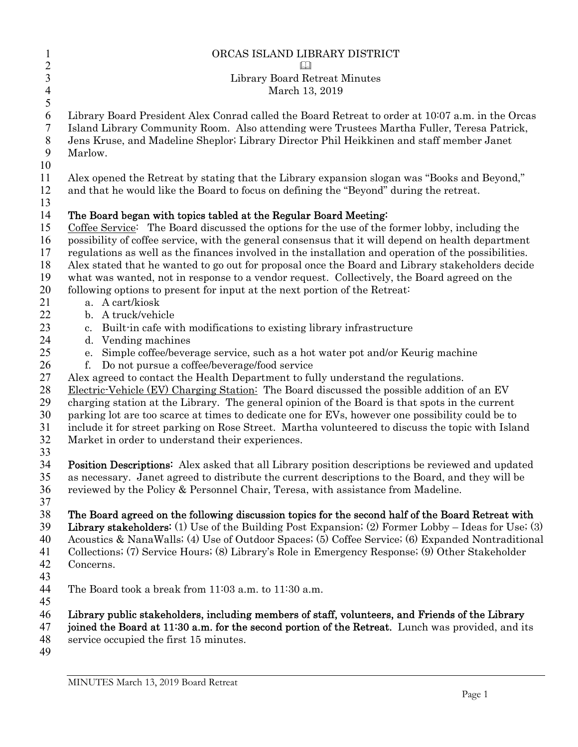# ORCAS ISLAND LIBRARY DISTRICT

📖

## Library Board Retreat Minutes
## March 13, 2019

Library Board President Alex Conrad called the Board Retreat to order at 10:07 a.m. in the Orcas Island Library Community Room. Also attending were Trustees Martha Fuller, Teresa Patrick, Jens Kruse, and Madeline Sheplor; Library Director Phil Heikkinen and staff member Janet Marlow.

Alex opened the Retreat by stating that the Library expansion slogan was "Books and Beyond," and that he would like the Board to focus on defining the "Beyond" during the retreat.

**The Board began with topics tabled at the Regular Board Meeting:**
Coffee Service: The Board discussed the options for the use of the former lobby, including the possibility of coffee service, with the general consensus that it will depend on health department regulations as well as the finances involved in the installation and operation of the possibilities. Alex stated that he wanted to go out for proposal once the Board and Library stakeholders decide what was wanted, not in response to a vendor request. Collectively, the Board agreed on the following options to present for input at the next portion of the Retreat:

a. A cart/kiosk
b. A truck/vehicle
c. Built-in cafe with modifications to existing library infrastructure
d. Vending machines
e. Simple coffee/beverage service, such as a hot water pot and/or Keurig machine
f. Do not pursue a coffee/beverage/food service

Alex agreed to contact the Health Department to fully understand the regulations.
Electric-Vehicle (EV) Charging Station: The Board discussed the possible addition of an EV charging station at the Library. The general opinion of the Board is that spots in the current parking lot are too scarce at times to dedicate one for EVs, however one possibility could be to include it for street parking on Rose Street. Martha volunteered to discuss the topic with Island Market in order to understand their experiences.

**Position Descriptions:** Alex asked that all Library position descriptions be reviewed and updated as necessary. Janet agreed to distribute the current descriptions to the Board, and they will be reviewed by the Policy & Personnel Chair, Teresa, with assistance from Madeline.

**The Board agreed on the following discussion topics for the second half of the Board Retreat with Library stakeholders:** (1) Use of the Building Post Expansion; (2) Former Lobby – Ideas for Use; (3) Acoustics & NanaWalls; (4) Use of Outdoor Spaces; (5) Coffee Service; (6) Expanded Nontraditional Collections; (7) Service Hours; (8) Library's Role in Emergency Response; (9) Other Stakeholder Concerns.

The Board took a break from 11:03 a.m. to 11:30 a.m.

**Library public stakeholders, including members of staff, volunteers, and Friends of the Library joined the Board at 11:30 a.m. for the second portion of the Retreat.** Lunch was provided, and its service occupied the first 15 minutes.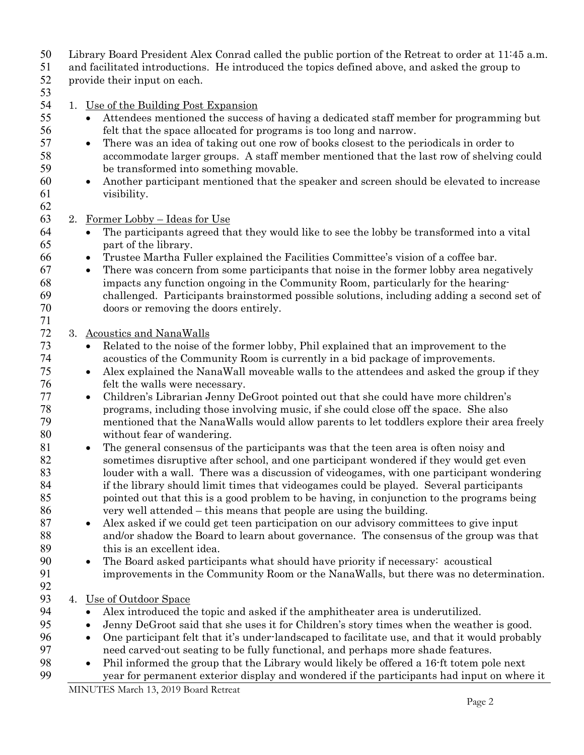Library Board President Alex Conrad called the public portion of the Retreat to order at 11:45 a.m. and facilitated introductions. He introduced the topics defined above, and asked the group to provide their input on each.

1. Use of the Building Post Expansion
   - Attendees mentioned the success of having a dedicated staff member for programming but felt that the space allocated for programs is too long and narrow.
   - There was an idea of taking out one row of books closest to the periodicals in order to accommodate larger groups. A staff member mentioned that the last row of shelving could be transformed into something movable.
   - Another participant mentioned that the speaker and screen should be elevated to increase visibility.

2. Former Lobby – Ideas for Use
   - The participants agreed that they would like to see the lobby be transformed into a vital part of the library.
   - Trustee Martha Fuller explained the Facilities Committee's vision of a coffee bar.
   - There was concern from some participants that noise in the former lobby area negatively impacts any function ongoing in the Community Room, particularly for the hearing-challenged. Participants brainstormed possible solutions, including adding a second set of doors or removing the doors entirely.

3. Acoustics and NanaWalls
   - Related to the noise of the former lobby, Phil explained that an improvement to the acoustics of the Community Room is currently in a bid package of improvements.
   - Alex explained the NanaWall moveable walls to the attendees and asked the group if they felt the walls were necessary.
   - Children's Librarian Jenny DeGroot pointed out that she could have more children's programs, including those involving music, if she could close off the space. She also mentioned that the NanaWalls would allow parents to let toddlers explore their area freely without fear of wandering.
   - The general consensus of the participants was that the teen area is often noisy and sometimes disruptive after school, and one participant wondered if they would get even louder with a wall. There was a discussion of videogames, with one participant wondering if the library should limit times that videogames could be played. Several participants pointed out that this is a good problem to be having, in conjunction to the programs being very well attended – this means that people are using the building.
   - Alex asked if we could get teen participation on our advisory committees to give input and/or shadow the Board to learn about governance. The consensus of the group was that this is an excellent idea.
   - The Board asked participants what should have priority if necessary: acoustical improvements in the Community Room or the NanaWalls, but there was no determination.

4. Use of Outdoor Space
   - Alex introduced the topic and asked if the amphitheater area is underutilized.
   - Jenny DeGroot said that she uses it for Children's story times when the weather is good.
   - One participant felt that it's under-landscaped to facilitate use, and that it would probably need carved-out seating to be fully functional, and perhaps more shade features.
   - Phil informed the group that the Library would likely be offered a 16-ft totem pole next year for permanent exterior display and wondered if the participants had input on where it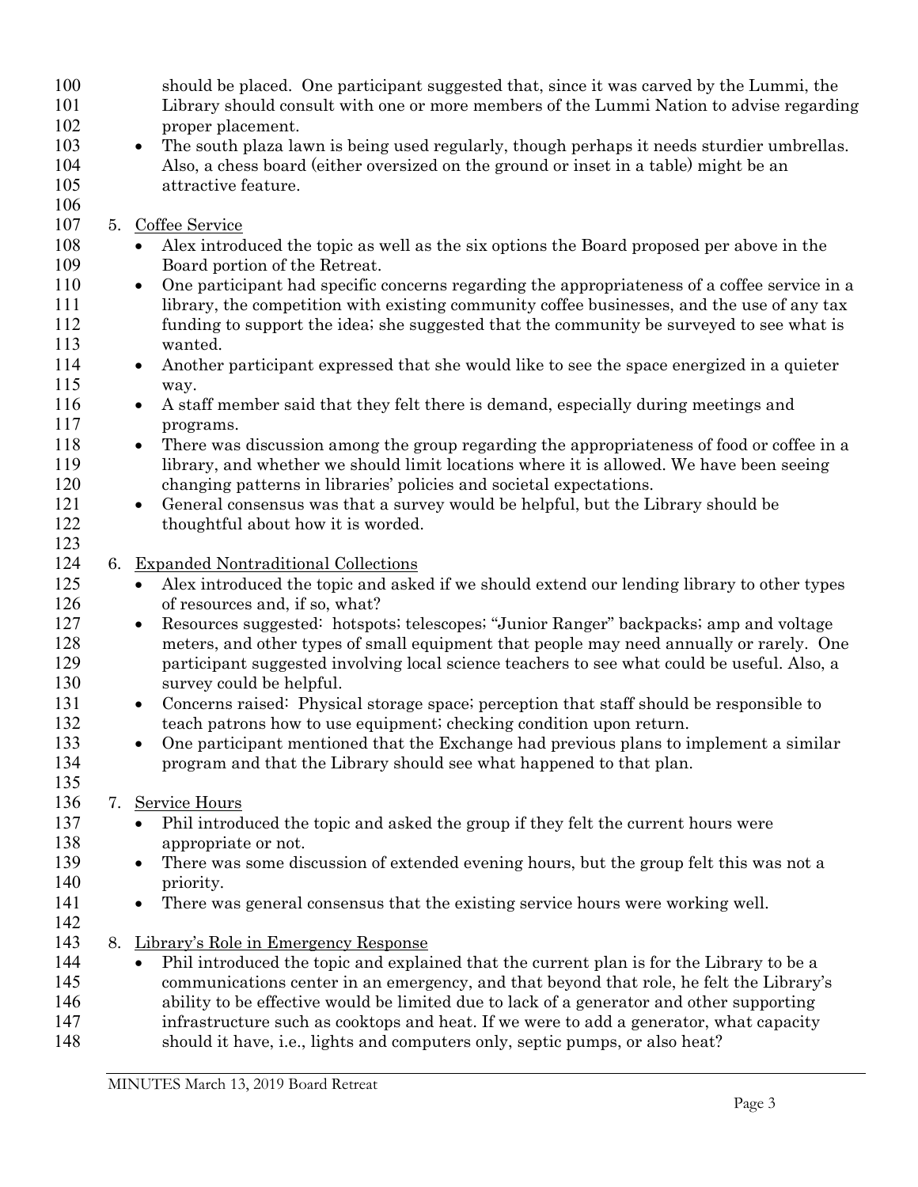should be placed. One participant suggested that, since it was carved by the Lummi, the Library should consult with one or more members of the Lummi Nation to advise regarding proper placement.

- The south plaza lawn is being used regularly, though perhaps it needs sturdier umbrellas. Also, a chess board (either oversized on the ground or inset in a table) might be an attractive feature.

5. Coffee Service
   - Alex introduced the topic as well as the six options the Board proposed per above in the Board portion of the Retreat.
   - One participant had specific concerns regarding the appropriateness of a coffee service in a library, the competition with existing community coffee businesses, and the use of any tax funding to support the idea; she suggested that the community be surveyed to see what is wanted.
   - Another participant expressed that she would like to see the space energized in a quieter way.
   - A staff member said that they felt there is demand, especially during meetings and programs.
   - There was discussion among the group regarding the appropriateness of food or coffee in a library, and whether we should limit locations where it is allowed. We have been seeing changing patterns in libraries' policies and societal expectations.
   - General consensus was that a survey would be helpful, but the Library should be thoughtful about how it is worded.

6. Expanded Nontraditional Collections
   - Alex introduced the topic and asked if we should extend our lending library to other types of resources and, if so, what?
   - Resources suggested: hotspots; telescopes; "Junior Ranger" backpacks; amp and voltage meters, and other types of small equipment that people may need annually or rarely. One participant suggested involving local science teachers to see what could be useful. Also, a survey could be helpful.
   - Concerns raised: Physical storage space; perception that staff should be responsible to teach patrons how to use equipment; checking condition upon return.
   - One participant mentioned that the Exchange had previous plans to implement a similar program and that the Library should see what happened to that plan.

7. Service Hours
   - Phil introduced the topic and asked the group if they felt the current hours were appropriate or not.
   - There was some discussion of extended evening hours, but the group felt this was not a priority.
   - There was general consensus that the existing service hours were working well.

8. Library's Role in Emergency Response
   - Phil introduced the topic and explained that the current plan is for the Library to be a communications center in an emergency, and that beyond that role, he felt the Library's ability to be effective would be limited due to lack of a generator and other supporting infrastructure such as cooktops and heat. If we were to add a generator, what capacity should it have, i.e., lights and computers only, septic pumps, or also heat?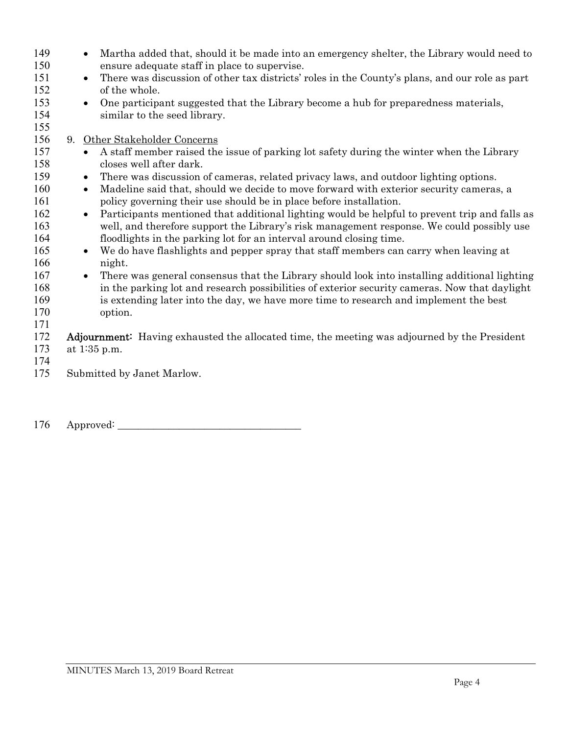- Martha added that, should it be made into an emergency shelter, the Library would need to ensure adequate staff in place to supervise.
- There was discussion of other tax districts' roles in the County's plans, and our role as part of the whole.
- One participant suggested that the Library become a hub for preparedness materials, similar to the seed library.

9. Other Stakeholder Concerns
   - A staff member raised the issue of parking lot safety during the winter when the Library closes well after dark.
   - There was discussion of cameras, related privacy laws, and outdoor lighting options.
   - Madeline said that, should we decide to move forward with exterior security cameras, a policy governing their use should be in place before installation.
   - Participants mentioned that additional lighting would be helpful to prevent trip and falls as well, and therefore support the Library's risk management response. We could possibly use floodlights in the parking lot for an interval around closing time.
   - We do have flashlights and pepper spray that staff members can carry when leaving at night.
   - There was general consensus that the Library should look into installing additional lighting in the parking lot and research possibilities of exterior security cameras. Now that daylight is extending later into the day, we have more time to research and implement the best option.

**Adjournment:** Having exhausted the allocated time, the meeting was adjourned by the President at 1:35 p.m.

Submitted by Janet Marlow.

Approved: ___________________________________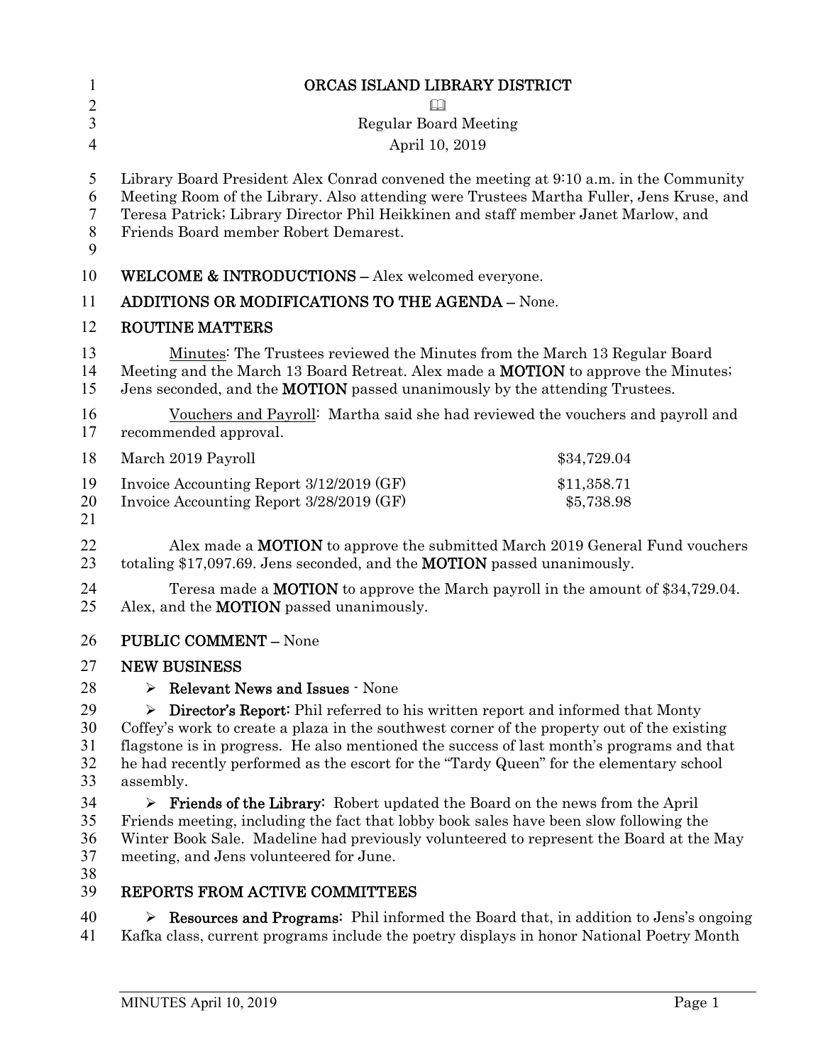# ORCAS ISLAND LIBRARY DISTRICT

🕮

Regular Board Meeting

April 10, 2019

Library Board President Alex Conrad convened the meeting at 9:10 a.m. in the Community Meeting Room of the Library. Also attending were Trustees Martha Fuller, Jens Kruse, and Teresa Patrick; Library Director Phil Heikkinen and staff member Janet Marlow, and Friends Board member Robert Demarest.

**WELCOME & INTRODUCTIONS –** Alex welcomed everyone.

**ADDITIONS OR MODIFICATIONS TO THE AGENDA –** None.

**ROUTINE MATTERS**

Minutes: The Trustees reviewed the Minutes from the March 13 Regular Board Meeting and the March 13 Board Retreat. Alex made a **MOTION** to approve the Minutes; Jens seconded, and the **MOTION** passed unanimously by the attending Trustees.

Vouchers and Payroll: Martha said she had reviewed the vouchers and payroll and recommended approval.

| | |
|---|---|
| March 2019 Payroll | $34,729.04 |
| Invoice Accounting Report 3/12/2019 (GF) | $11,358.71 |
| Invoice Accounting Report 3/28/2019 (GF) | $5,738.98 |

Alex made a **MOTION** to approve the submitted March 2019 General Fund vouchers totaling $17,097.69. Jens seconded, and the **MOTION** passed unanimously.

Teresa made a **MOTION** to approve the March payroll in the amount of $34,729.04. Alex, and the **MOTION** passed unanimously.

**PUBLIC COMMENT –** None

**NEW BUSINESS**

- **Relevant News and Issues** - None
- **Director's Report:** Phil referred to his written report and informed that Monty Coffey's work to create a plaza in the southwest corner of the property out of the existing flagstone is in progress. He also mentioned the success of last month's programs and that he had recently performed as the escort for the "Tardy Queen" for the elementary school assembly.
- **Friends of the Library:** Robert updated the Board on the news from the April Friends meeting, including the fact that lobby book sales have been slow following the Winter Book Sale. Madeline had previously volunteered to represent the Board at the May meeting, and Jens volunteered for June.

**REPORTS FROM ACTIVE COMMITTEES**

- **Resources and Programs:** Phil informed the Board that, in addition to Jens's ongoing Kafka class, current programs include the poetry displays in honor National Poetry Month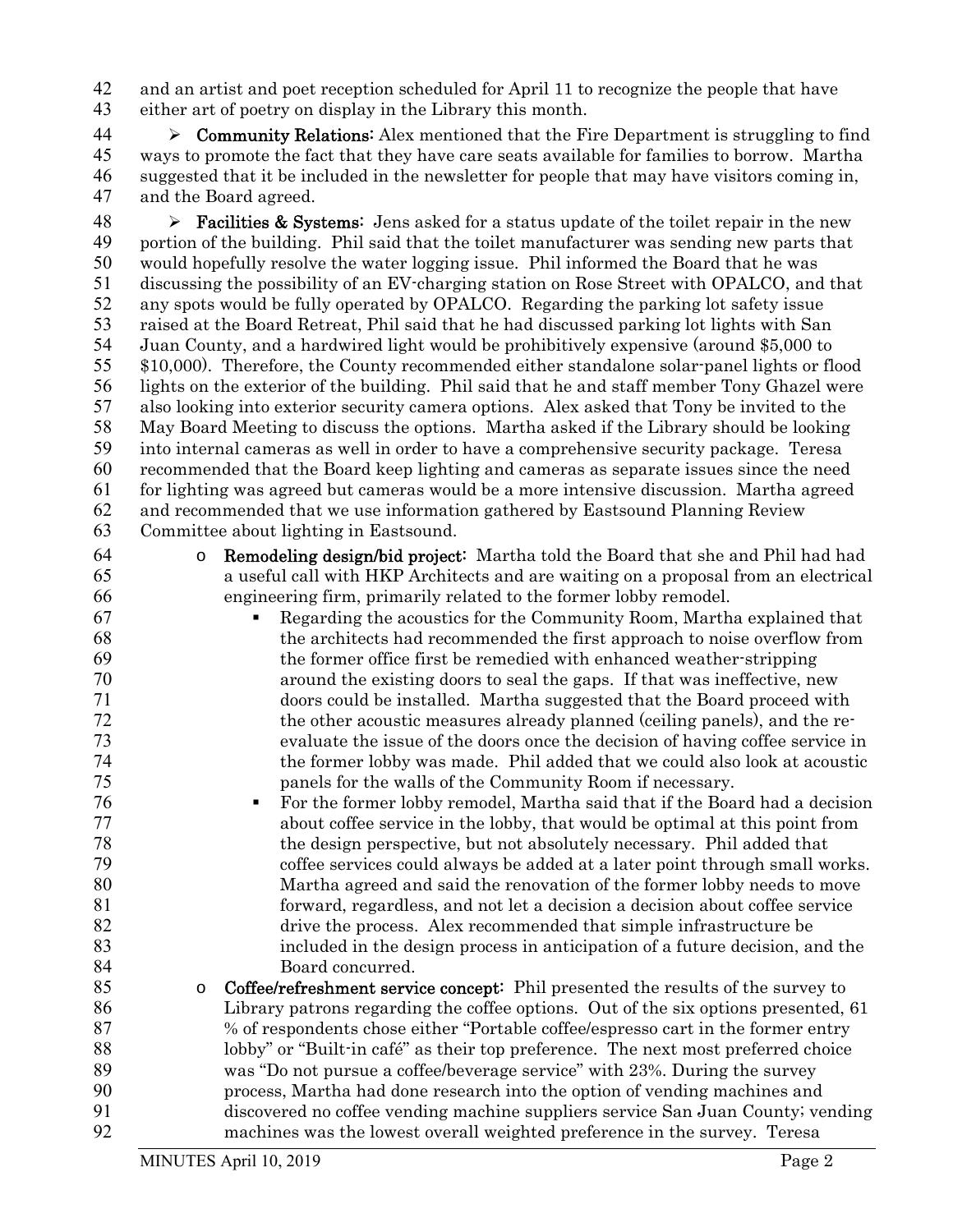and an artist and poet reception scheduled for April 11 to recognize the people that have either art of poetry on display in the Library this month.

- **Community Relations:** Alex mentioned that the Fire Department is struggling to find ways to promote the fact that they have care seats available for families to borrow. Martha suggested that it be included in the newsletter for people that may have visitors coming in, and the Board agreed.

- **Facilities & Systems:** Jens asked for a status update of the toilet repair in the new portion of the building. Phil said that the toilet manufacturer was sending new parts that would hopefully resolve the water logging issue. Phil informed the Board that he was discussing the possibility of an EV-charging station on Rose Street with OPALCO, and that any spots would be fully operated by OPALCO. Regarding the parking lot safety issue raised at the Board Retreat, Phil said that he had discussed parking lot lights with San Juan County, and a hardwired light would be prohibitively expensive (around $5,000 to $10,000). Therefore, the County recommended either standalone solar-panel lights or flood lights on the exterior of the building. Phil said that he and staff member Tony Ghazel were also looking into exterior security camera options. Alex asked that Tony be invited to the May Board Meeting to discuss the options. Martha asked if the Library should be looking into internal cameras as well in order to have a comprehensive security package. Teresa recommended that the Board keep lighting and cameras as separate issues since the need for lighting was agreed but cameras would be a more intensive discussion. Martha agreed and recommended that we use information gathered by Eastsound Planning Review Committee about lighting in Eastsound.
  - **Remodeling design/bid project:** Martha told the Board that she and Phil had had a useful call with HKP Architects and are waiting on a proposal from an electrical engineering firm, primarily related to the former lobby remodel.
    - Regarding the acoustics for the Community Room, Martha explained that the architects had recommended the first approach to noise overflow from the former office first be remedied with enhanced weather-stripping around the existing doors to seal the gaps. If that was ineffective, new doors could be installed. Martha suggested that the Board proceed with the other acoustic measures already planned (ceiling panels), and the re-evaluate the issue of the doors once the decision of having coffee service in the former lobby was made. Phil added that we could also look at acoustic panels for the walls of the Community Room if necessary.
    - For the former lobby remodel, Martha said that if the Board had a decision about coffee service in the lobby, that would be optimal at this point from the design perspective, but not absolutely necessary. Phil added that coffee services could always be added at a later point through small works. Martha agreed and said the renovation of the former lobby needs to move forward, regardless, and not let a decision a decision about coffee service drive the process. Alex recommended that simple infrastructure be included in the design process in anticipation of a future decision, and the Board concurred.
  - **Coffee/refreshment service concept:** Phil presented the results of the survey to Library patrons regarding the coffee options. Out of the six options presented, 61 % of respondents chose either "Portable coffee/espresso cart in the former entry lobby" or "Built-in café" as their top preference. The next most preferred choice was "Do not pursue a coffee/beverage service" with 23%. During the survey process, Martha had done research into the option of vending machines and discovered no coffee vending machine suppliers service San Juan County; vending machines was the lowest overall weighted preference in the survey. Teresa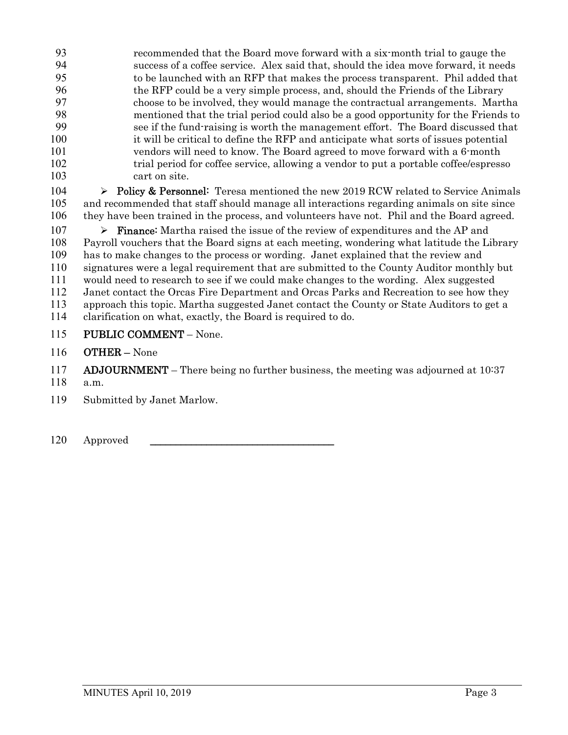recommended that the Board move forward with a six-month trial to gauge the success of a coffee service. Alex said that, should the idea move forward, it needs to be launched with an RFP that makes the process transparent. Phil added that the RFP could be a very simple process, and, should the Friends of the Library choose to be involved, they would manage the contractual arrangements. Martha mentioned that the trial period could also be a good opportunity for the Friends to see if the fund-raising is worth the management effort. The Board discussed that it will be critical to define the RFP and anticipate what sorts of issues potential vendors will need to know. The Board agreed to move forward with a 6-month trial period for coffee service, allowing a vendor to put a portable coffee/espresso cart on site.

- **Policy & Personnel:** Teresa mentioned the new 2019 RCW related to Service Animals and recommended that staff should manage all interactions regarding animals on site since they have been trained in the process, and volunteers have not. Phil and the Board agreed.

- **Finance:** Martha raised the issue of the review of expenditures and the AP and Payroll vouchers that the Board signs at each meeting, wondering what latitude the Library has to make changes to the process or wording. Janet explained that the review and signatures were a legal requirement that are submitted to the County Auditor monthly but would need to research to see if we could make changes to the wording. Alex suggested Janet contact the Orcas Fire Department and Orcas Parks and Recreation to see how they approach this topic. Martha suggested Janet contact the County or State Auditors to get a clarification on what, exactly, the Board is required to do.

**PUBLIC COMMENT** – None.

**OTHER** – None

**ADJOURNMENT** – There being no further business, the meeting was adjourned at 10:37 a.m.

Submitted by Janet Marlow.

Approved \_\_\_\_\_\_\_\_\_\_\_\_\_\_\_\_\_\_\_\_\_\_\_\_\_\_\_\_\_\_\_\_\_\_\_\_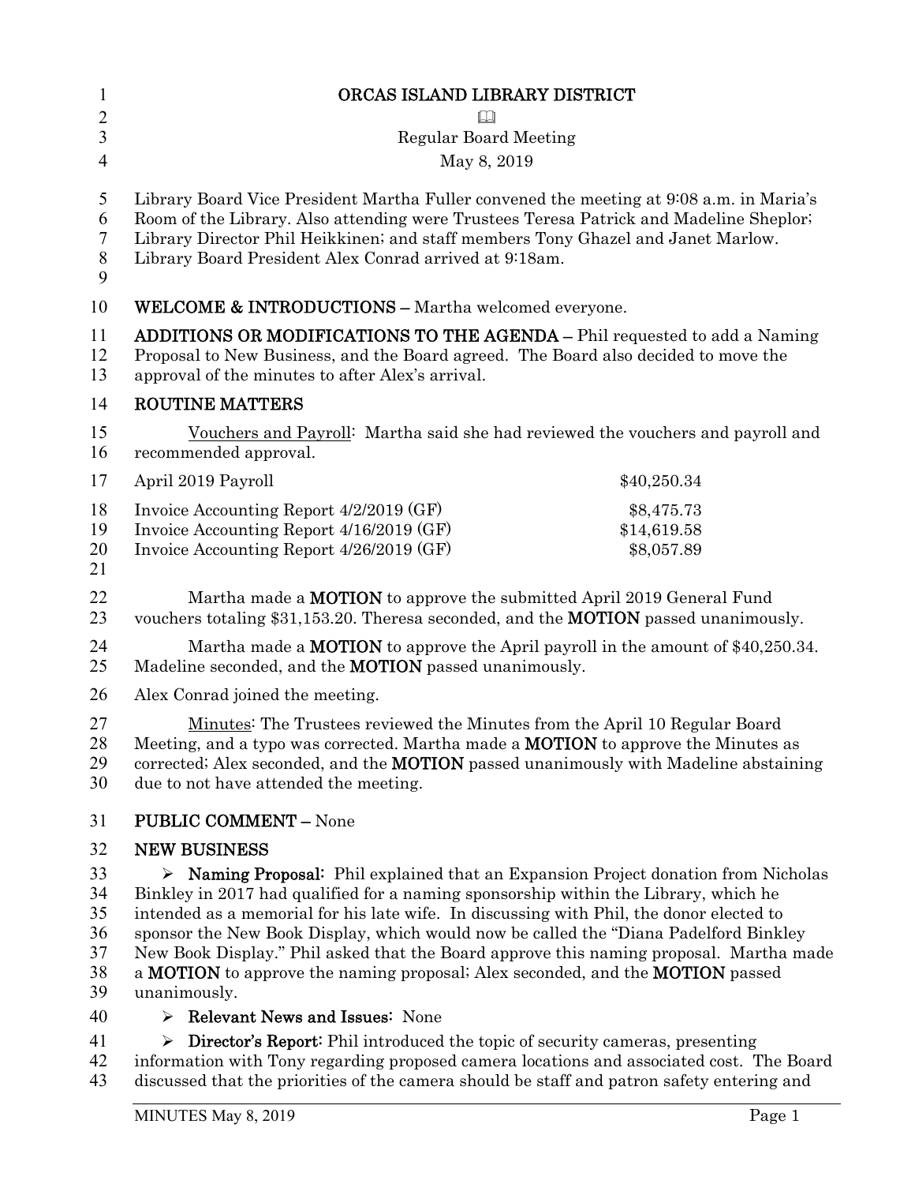# ORCAS ISLAND LIBRARY DISTRICT

📖

Regular Board Meeting

May 8, 2019

Library Board Vice President Martha Fuller convened the meeting at 9:08 a.m. in Maria's Room of the Library. Also attending were Trustees Teresa Patrick and Madeline Sheplor; Library Director Phil Heikkinen; and staff members Tony Ghazel and Janet Marlow. Library Board President Alex Conrad arrived at 9:18am.

**WELCOME & INTRODUCTIONS –** Martha welcomed everyone.

**ADDITIONS OR MODIFICATIONS TO THE AGENDA –** Phil requested to add a Naming Proposal to New Business, and the Board agreed. The Board also decided to move the approval of the minutes to after Alex's arrival.

**ROUTINE MATTERS**

Vouchers and Payroll: Martha said she had reviewed the vouchers and payroll and recommended approval.

| | |
|---|---|
| April 2019 Payroll | $40,250.34 |
| Invoice Accounting Report 4/2/2019 (GF) | $8,475.73 |
| Invoice Accounting Report 4/16/2019 (GF) | $14,619.58 |
| Invoice Accounting Report 4/26/2019 (GF) | $8,057.89 |

Martha made a **MOTION** to approve the submitted April 2019 General Fund vouchers totaling $31,153.20. Theresa seconded, and the **MOTION** passed unanimously.

Martha made a **MOTION** to approve the April payroll in the amount of $40,250.34. Madeline seconded, and the **MOTION** passed unanimously.

Alex Conrad joined the meeting.

Minutes: The Trustees reviewed the Minutes from the April 10 Regular Board Meeting, and a typo was corrected. Martha made a **MOTION** to approve the Minutes as corrected; Alex seconded, and the **MOTION** passed unanimously with Madeline abstaining due to not have attended the meeting.

**PUBLIC COMMENT –** None

**NEW BUSINESS**

- **Naming Proposal:** Phil explained that an Expansion Project donation from Nicholas Binkley in 2017 had qualified for a naming sponsorship within the Library, which he intended as a memorial for his late wife. In discussing with Phil, the donor elected to sponsor the New Book Display, which would now be called the "Diana Padelford Binkley New Book Display." Phil asked that the Board approve this naming proposal. Martha made a **MOTION** to approve the naming proposal; Alex seconded, and the **MOTION** passed unanimously.
- **Relevant News and Issues:** None
- **Director's Report:** Phil introduced the topic of security cameras, presenting information with Tony regarding proposed camera locations and associated cost. The Board discussed that the priorities of the camera should be staff and patron safety entering and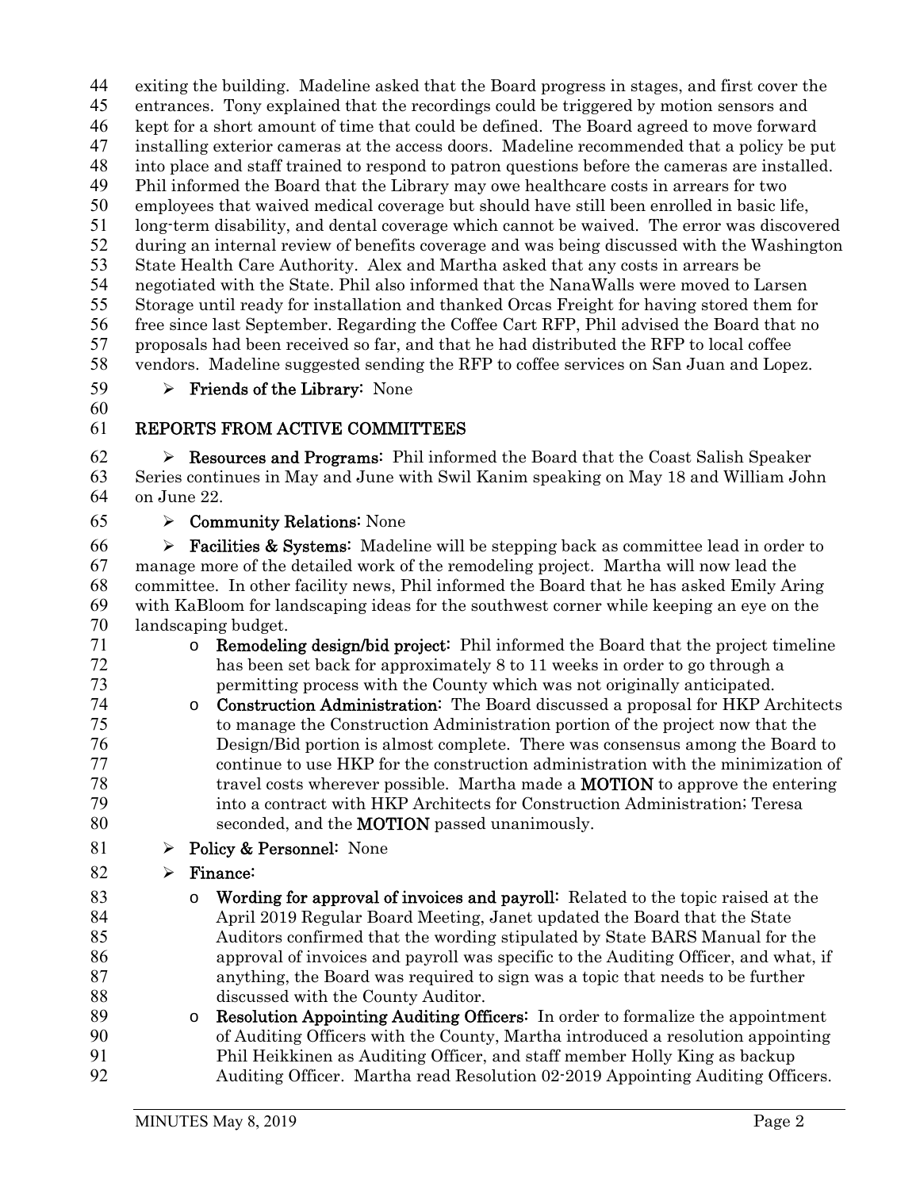exiting the building. Madeline asked that the Board progress in stages, and first cover the entrances. Tony explained that the recordings could be triggered by motion sensors and kept for a short amount of time that could be defined. The Board agreed to move forward installing exterior cameras at the access doors. Madeline recommended that a policy be put into place and staff trained to respond to patron questions before the cameras are installed. Phil informed the Board that the Library may owe healthcare costs in arrears for two employees that waived medical coverage but should have still been enrolled in basic life, long-term disability, and dental coverage which cannot be waived. The error was discovered during an internal review of benefits coverage and was being discussed with the Washington State Health Care Authority. Alex and Martha asked that any costs in arrears be negotiated with the State. Phil also informed that the NanaWalls were moved to Larsen Storage until ready for installation and thanked Orcas Freight for having stored them for free since last September. Regarding the Coffee Cart RFP, Phil advised the Board that no proposals had been received so far, and that he had distributed the RFP to local coffee vendors. Madeline suggested sending the RFP to coffee services on San Juan and Lopez.

- **Friends of the Library:** None

## REPORTS FROM ACTIVE COMMITTEES

- **Resources and Programs:** Phil informed the Board that the Coast Salish Speaker Series continues in May and June with Swil Kanim speaking on May 18 and William John on June 22.
- **Community Relations:** None
- **Facilities & Systems:** Madeline will be stepping back as committee lead in order to manage more of the detailed work of the remodeling project. Martha will now lead the committee. In other facility news, Phil informed the Board that he has asked Emily Aring with KaBloom for landscaping ideas for the southwest corner while keeping an eye on the landscaping budget.
  - **Remodeling design/bid project:** Phil informed the Board that the project timeline has been set back for approximately 8 to 11 weeks in order to go through a permitting process with the County which was not originally anticipated.
  - **Construction Administration:** The Board discussed a proposal for HKP Architects to manage the Construction Administration portion of the project now that the Design/Bid portion is almost complete. There was consensus among the Board to continue to use HKP for the construction administration with the minimization of travel costs wherever possible. Martha made a **MOTION** to approve the entering into a contract with HKP Architects for Construction Administration; Teresa seconded, and the **MOTION** passed unanimously.
- **Policy & Personnel:** None
- **Finance:**
  - **Wording for approval of invoices and payroll:** Related to the topic raised at the April 2019 Regular Board Meeting, Janet updated the Board that the State Auditors confirmed that the wording stipulated by State BARS Manual for the approval of invoices and payroll was specific to the Auditing Officer, and what, if anything, the Board was required to sign was a topic that needs to be further discussed with the County Auditor.
  - **Resolution Appointing Auditing Officers:** In order to formalize the appointment of Auditing Officers with the County, Martha introduced a resolution appointing Phil Heikkinen as Auditing Officer, and staff member Holly King as backup Auditing Officer. Martha read Resolution 02-2019 Appointing Auditing Officers.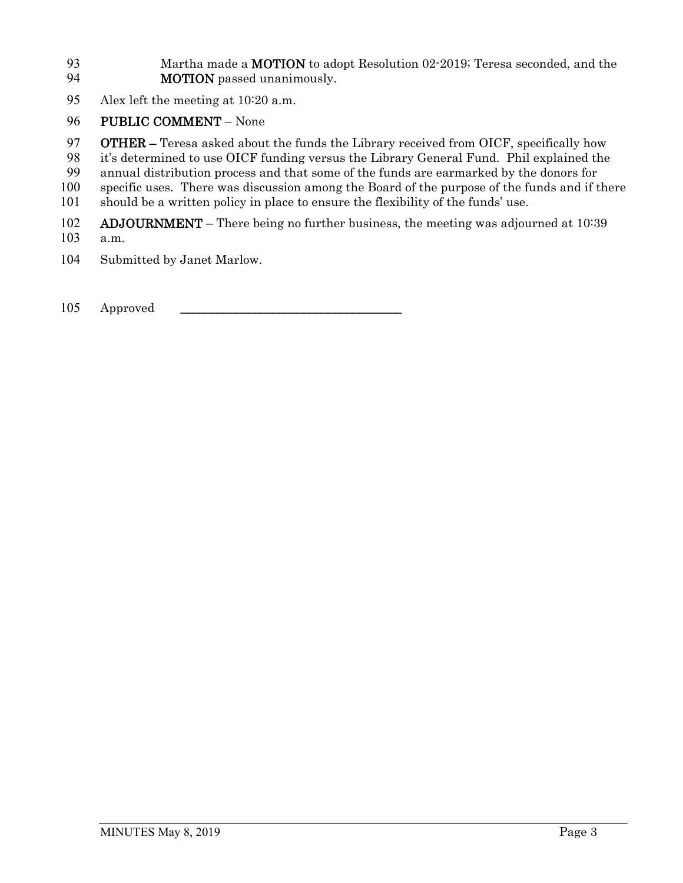Martha made a **MOTION** to adopt Resolution 02-2019; Teresa seconded, and the **MOTION** passed unanimously.

Alex left the meeting at 10:20 a.m.

**PUBLIC COMMENT** – None

**OTHER –** Teresa asked about the funds the Library received from OICF, specifically how it's determined to use OICF funding versus the Library General Fund. Phil explained the annual distribution process and that some of the funds are earmarked by the donors for specific uses. There was discussion among the Board of the purpose of the funds and if there should be a written policy in place to ensure the flexibility of the funds' use.

**ADJOURNMENT** – There being no further business, the meeting was adjourned at 10:39 a.m.

Submitted by Janet Marlow.

Approved \_\_\_\_\_\_\_\_\_\_\_\_\_\_\_\_\_\_\_\_\_\_\_\_\_\_\_\_\_\_\_\_\_\_\_\_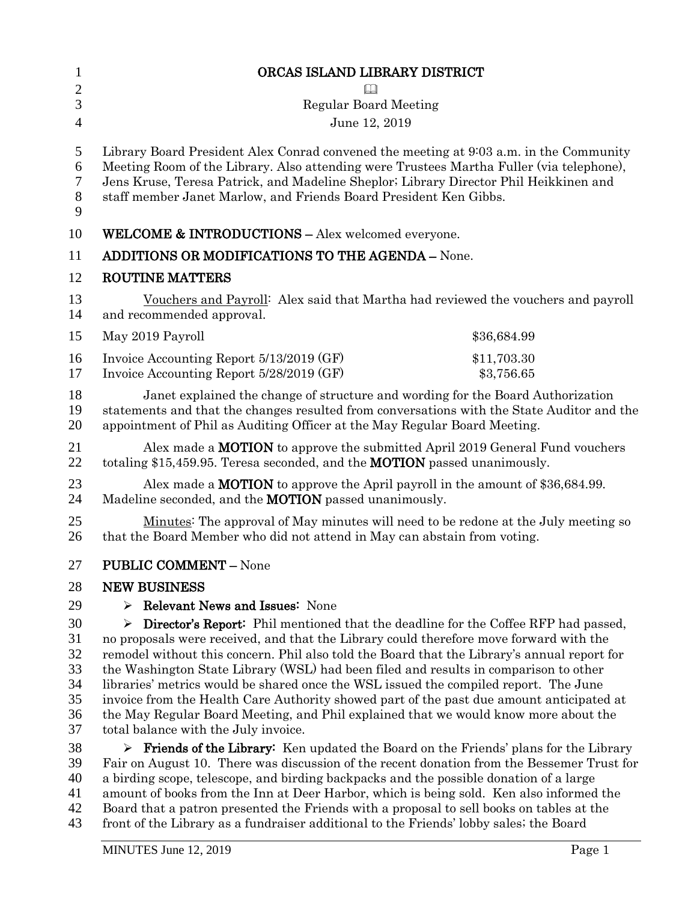# ORCAS ISLAND LIBRARY DISTRICT

📖

Regular Board Meeting

June 12, 2019

Library Board President Alex Conrad convened the meeting at 9:03 a.m. in the Community Meeting Room of the Library. Also attending were Trustees Martha Fuller (via telephone), Jens Kruse, Teresa Patrick, and Madeline Sheplor; Library Director Phil Heikkinen and staff member Janet Marlow, and Friends Board President Ken Gibbs.

**WELCOME & INTRODUCTIONS –** Alex welcomed everyone.

**ADDITIONS OR MODIFICATIONS TO THE AGENDA –** None.

**ROUTINE MATTERS**

Vouchers and Payroll: Alex said that Martha had reviewed the vouchers and payroll and recommended approval.

| | |
|---|---|
| May 2019 Payroll | $36,684.99 |
| Invoice Accounting Report 5/13/2019 (GF) | $11,703.30 |
| Invoice Accounting Report 5/28/2019 (GF) | $3,756.65 |

Janet explained the change of structure and wording for the Board Authorization statements and that the changes resulted from conversations with the State Auditor and the appointment of Phil as Auditing Officer at the May Regular Board Meeting.

Alex made a **MOTION** to approve the submitted April 2019 General Fund vouchers totaling $15,459.95. Teresa seconded, and the **MOTION** passed unanimously.

Alex made a **MOTION** to approve the April payroll in the amount of $36,684.99. Madeline seconded, and the **MOTION** passed unanimously.

Minutes: The approval of May minutes will need to be redone at the July meeting so that the Board Member who did not attend in May can abstain from voting.

**PUBLIC COMMENT –** None

**NEW BUSINESS**

- **Relevant News and Issues:** None

- **Director's Report:** Phil mentioned that the deadline for the Coffee RFP had passed, no proposals were received, and that the Library could therefore move forward with the remodel without this concern. Phil also told the Board that the Library's annual report for the Washington State Library (WSL) had been filed and results in comparison to other libraries' metrics would be shared once the WSL issued the compiled report. The June invoice from the Health Care Authority showed part of the past due amount anticipated at the May Regular Board Meeting, and Phil explained that we would know more about the total balance with the July invoice.

- **Friends of the Library:** Ken updated the Board on the Friends' plans for the Library Fair on August 10. There was discussion of the recent donation from the Bessemer Trust for a birding scope, telescope, and birding backpacks and the possible donation of a large amount of books from the Inn at Deer Harbor, which is being sold. Ken also informed the Board that a patron presented the Friends with a proposal to sell books on tables at the front of the Library as a fundraiser additional to the Friends' lobby sales; the Board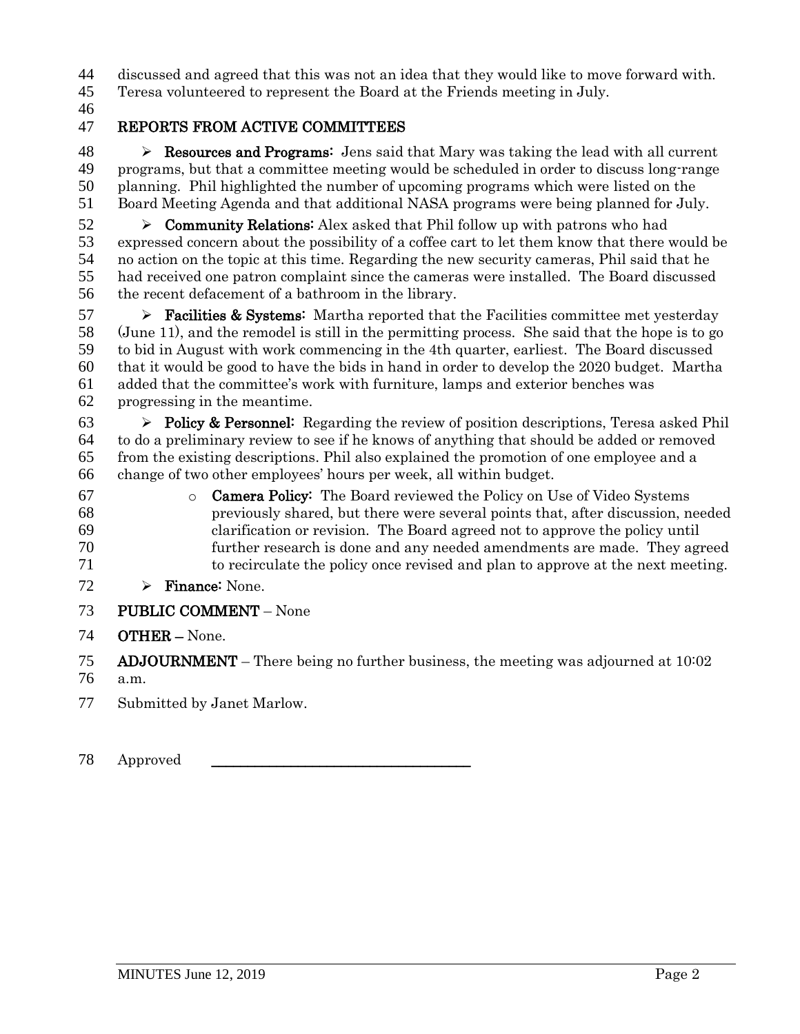discussed and agreed that this was not an idea that they would like to move forward with. Teresa volunteered to represent the Board at the Friends meeting in July.

## REPORTS FROM ACTIVE COMMITTEES

- **Resources and Programs:** Jens said that Mary was taking the lead with all current programs, but that a committee meeting would be scheduled in order to discuss long-range planning. Phil highlighted the number of upcoming programs which were listed on the Board Meeting Agenda and that additional NASA programs were being planned for July.
- **Community Relations:** Alex asked that Phil follow up with patrons who had expressed concern about the possibility of a coffee cart to let them know that there would be no action on the topic at this time. Regarding the new security cameras, Phil said that he had received one patron complaint since the cameras were installed. The Board discussed the recent defacement of a bathroom in the library.
- **Facilities & Systems:** Martha reported that the Facilities committee met yesterday (June 11), and the remodel is still in the permitting process. She said that the hope is to go to bid in August with work commencing in the 4th quarter, earliest. The Board discussed that it would be good to have the bids in hand in order to develop the 2020 budget. Martha added that the committee's work with furniture, lamps and exterior benches was progressing in the meantime.
- **Policy & Personnel:** Regarding the review of position descriptions, Teresa asked Phil to do a preliminary review to see if he knows of anything that should be added or removed from the existing descriptions. Phil also explained the promotion of one employee and a change of two other employees' hours per week, all within budget.
  - **Camera Policy:** The Board reviewed the Policy on Use of Video Systems previously shared, but there were several points that, after discussion, needed clarification or revision. The Board agreed not to approve the policy until further research is done and any needed amendments are made. They agreed to recirculate the policy once revised and plan to approve at the next meeting.
- **Finance:** None.

**PUBLIC COMMENT** – None

**OTHER –** None.

**ADJOURNMENT** – There being no further business, the meeting was adjourned at 10:02 a.m.

Submitted by Janet Marlow.

Approved \_\_\_\_\_\_\_\_\_\_\_\_\_\_\_\_\_\_\_\_\_\_\_\_\_\_\_\_\_\_\_\_\_\_\_\_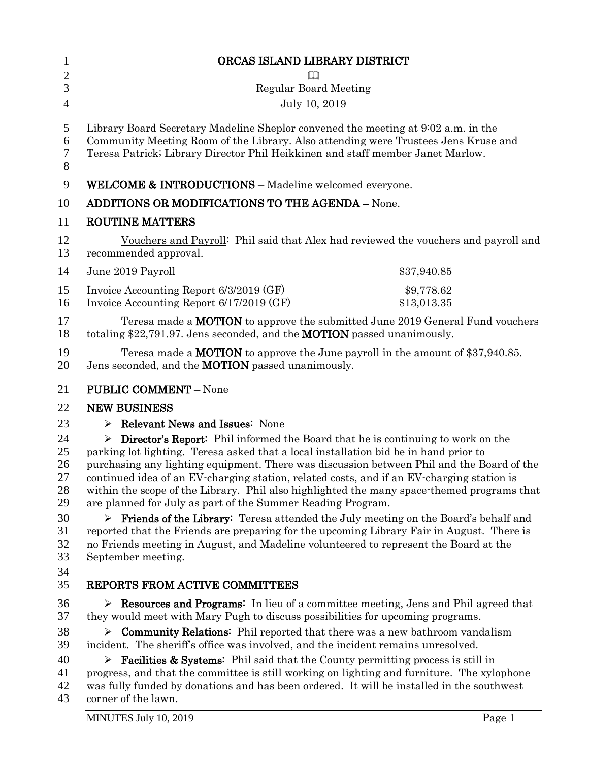# ORCAS ISLAND LIBRARY DISTRICT

Regular Board Meeting

July 10, 2019

Library Board Secretary Madeline Sheplor convened the meeting at 9:02 a.m. in the Community Meeting Room of the Library. Also attending were Trustees Jens Kruse and Teresa Patrick; Library Director Phil Heikkinen and staff member Janet Marlow.

**WELCOME & INTRODUCTIONS –** Madeline welcomed everyone.

**ADDITIONS OR MODIFICATIONS TO THE AGENDA –** None.

**ROUTINE MATTERS**

Vouchers and Payroll: Phil said that Alex had reviewed the vouchers and payroll and recommended approval.

| | |
|---|---|
| June 2019 Payroll | $37,940.85 |
| Invoice Accounting Report 6/3/2019 (GF) | $9,778.62 |
| Invoice Accounting Report 6/17/2019 (GF) | $13,013.35 |

Teresa made a **MOTION** to approve the submitted June 2019 General Fund vouchers totaling $22,791.97. Jens seconded, and the **MOTION** passed unanimously.

Teresa made a **MOTION** to approve the June payroll in the amount of $37,940.85. Jens seconded, and the **MOTION** passed unanimously.

**PUBLIC COMMENT –** None

**NEW BUSINESS**

- **Relevant News and Issues:** None
- **Director's Report:** Phil informed the Board that he is continuing to work on the parking lot lighting. Teresa asked that a local installation bid be in hand prior to purchasing any lighting equipment. There was discussion between Phil and the Board of the continued idea of an EV-charging station, related costs, and if an EV-charging station is within the scope of the Library. Phil also highlighted the many space-themed programs that are planned for July as part of the Summer Reading Program.
- **Friends of the Library:** Teresa attended the July meeting on the Board's behalf and reported that the Friends are preparing for the upcoming Library Fair in August. There is no Friends meeting in August, and Madeline volunteered to represent the Board at the September meeting.

**REPORTS FROM ACTIVE COMMITTEES**

- **Resources and Programs:** In lieu of a committee meeting, Jens and Phil agreed that they would meet with Mary Pugh to discuss possibilities for upcoming programs.
- **Community Relations:** Phil reported that there was a new bathroom vandalism incident. The sheriff's office was involved, and the incident remains unresolved.
- **Facilities & Systems:** Phil said that the County permitting process is still in progress, and that the committee is still working on lighting and furniture. The xylophone was fully funded by donations and has been ordered. It will be installed in the southwest corner of the lawn.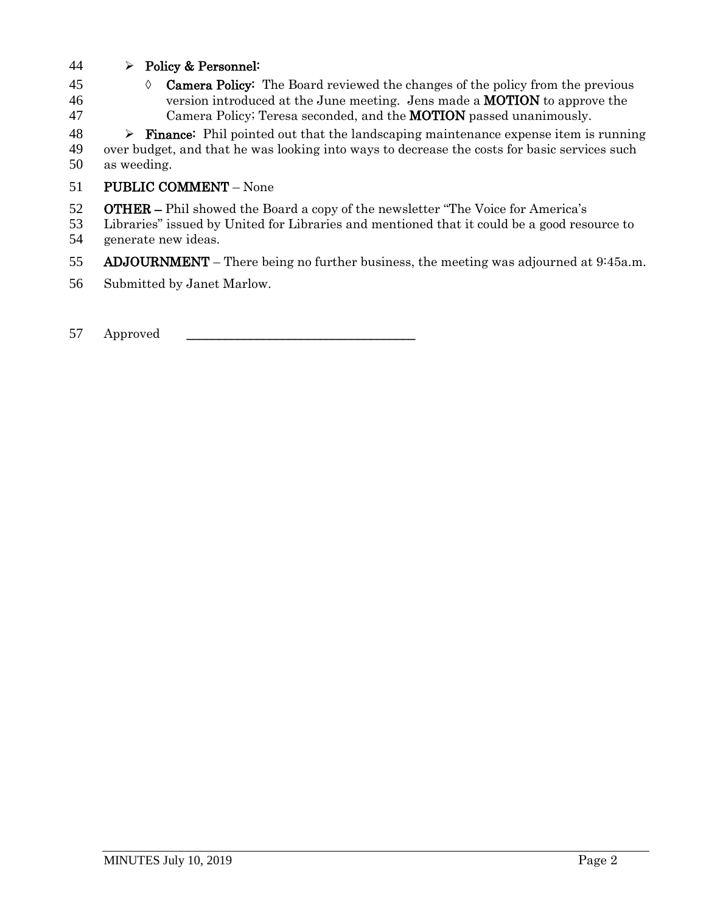- **Policy & Personnel:**
  - ◊ **Camera Policy:** The Board reviewed the changes of the policy from the previous version introduced at the June meeting. Jens made a **MOTION** to approve the Camera Policy; Teresa seconded, and the **MOTION** passed unanimously.
- **Finance:** Phil pointed out that the landscaping maintenance expense item is running over budget, and that he was looking into ways to decrease the costs for basic services such as weeding.

**PUBLIC COMMENT** – None

**OTHER –** Phil showed the Board a copy of the newsletter "The Voice for America's Libraries" issued by United for Libraries and mentioned that it could be a good resource to generate new ideas.

**ADJOURNMENT** – There being no further business, the meeting was adjourned at 9:45a.m.

Submitted by Janet Marlow.

Approved \_\_\_\_\_\_\_\_\_\_\_\_\_\_\_\_\_\_\_\_\_\_\_\_\_\_\_\_\_\_\_\_\_\_\_\_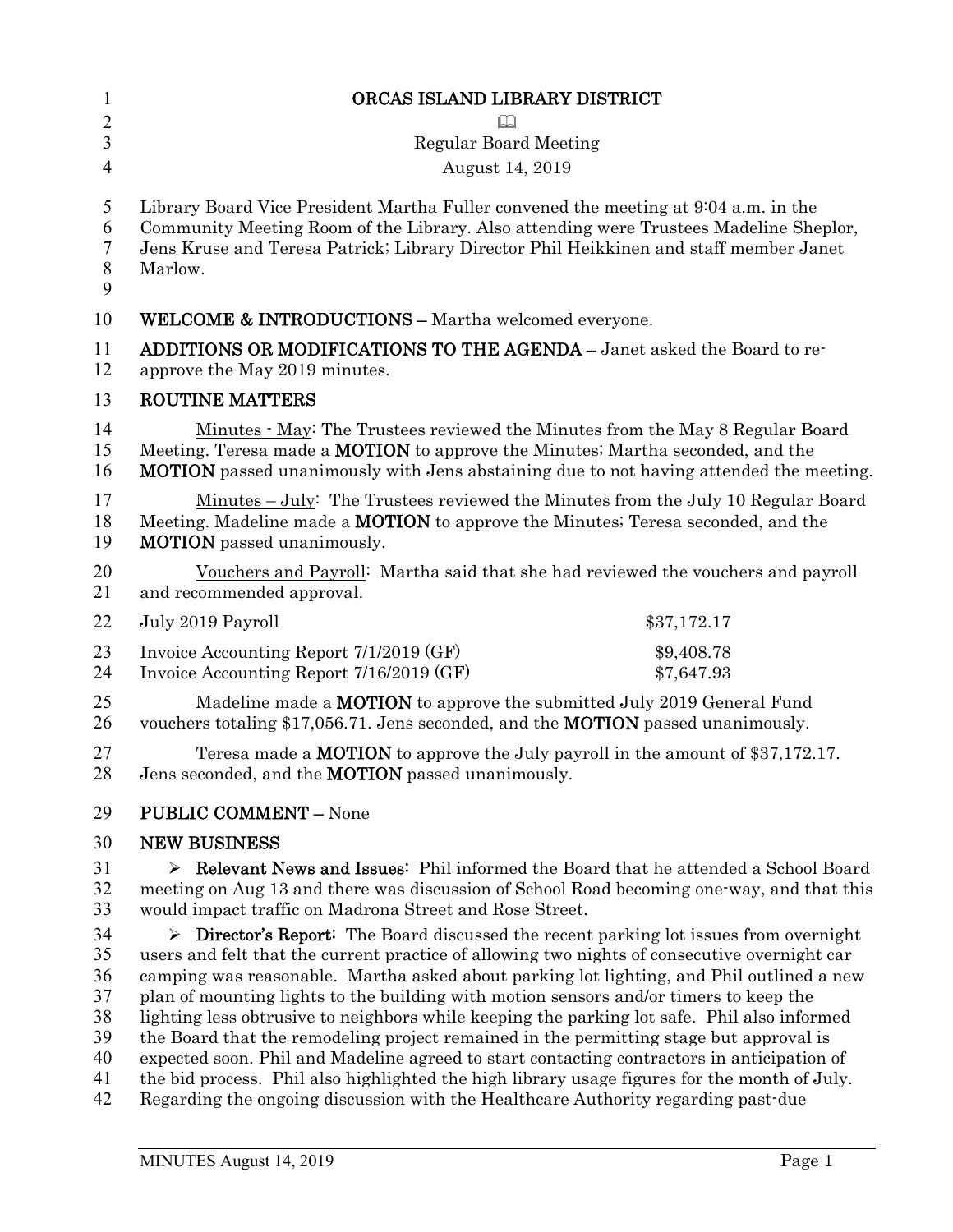# ORCAS ISLAND LIBRARY DISTRICT

Regular Board Meeting

August 14, 2019

Library Board Vice President Martha Fuller convened the meeting at 9:04 a.m. in the Community Meeting Room of the Library. Also attending were Trustees Madeline Sheplor, Jens Kruse and Teresa Patrick; Library Director Phil Heikkinen and staff member Janet Marlow.

**WELCOME & INTRODUCTIONS –** Martha welcomed everyone.

**ADDITIONS OR MODIFICATIONS TO THE AGENDA –** Janet asked the Board to re-approve the May 2019 minutes.

## ROUTINE MATTERS

Minutes - May: The Trustees reviewed the Minutes from the May 8 Regular Board Meeting. Teresa made a **MOTION** to approve the Minutes; Martha seconded, and the **MOTION** passed unanimously with Jens abstaining due to not having attended the meeting.

Minutes – July: The Trustees reviewed the Minutes from the July 10 Regular Board Meeting. Madeline made a **MOTION** to approve the Minutes; Teresa seconded, and the **MOTION** passed unanimously.

Vouchers and Payroll: Martha said that she had reviewed the vouchers and payroll and recommended approval.

| | |
|---|---|
| July 2019 Payroll | $37,172.17 |
| Invoice Accounting Report 7/1/2019 (GF) | $9,408.78 |
| Invoice Accounting Report 7/16/2019 (GF) | $7,647.93 |

Madeline made a **MOTION** to approve the submitted July 2019 General Fund vouchers totaling $17,056.71. Jens seconded, and the **MOTION** passed unanimously.

Teresa made a **MOTION** to approve the July payroll in the amount of $37,172.17. Jens seconded, and the **MOTION** passed unanimously.

**PUBLIC COMMENT –** None

## NEW BUSINESS

- **Relevant News and Issues:** Phil informed the Board that he attended a School Board meeting on Aug 13 and there was discussion of School Road becoming one-way, and that this would impact traffic on Madrona Street and Rose Street.
- **Director's Report:** The Board discussed the recent parking lot issues from overnight users and felt that the current practice of allowing two nights of consecutive overnight car camping was reasonable. Martha asked about parking lot lighting, and Phil outlined a new plan of mounting lights to the building with motion sensors and/or timers to keep the lighting less obtrusive to neighbors while keeping the parking lot safe. Phil also informed the Board that the remodeling project remained in the permitting stage but approval is expected soon. Phil and Madeline agreed to start contacting contractors in anticipation of the bid process. Phil also highlighted the high library usage figures for the month of July. Regarding the ongoing discussion with the Healthcare Authority regarding past-due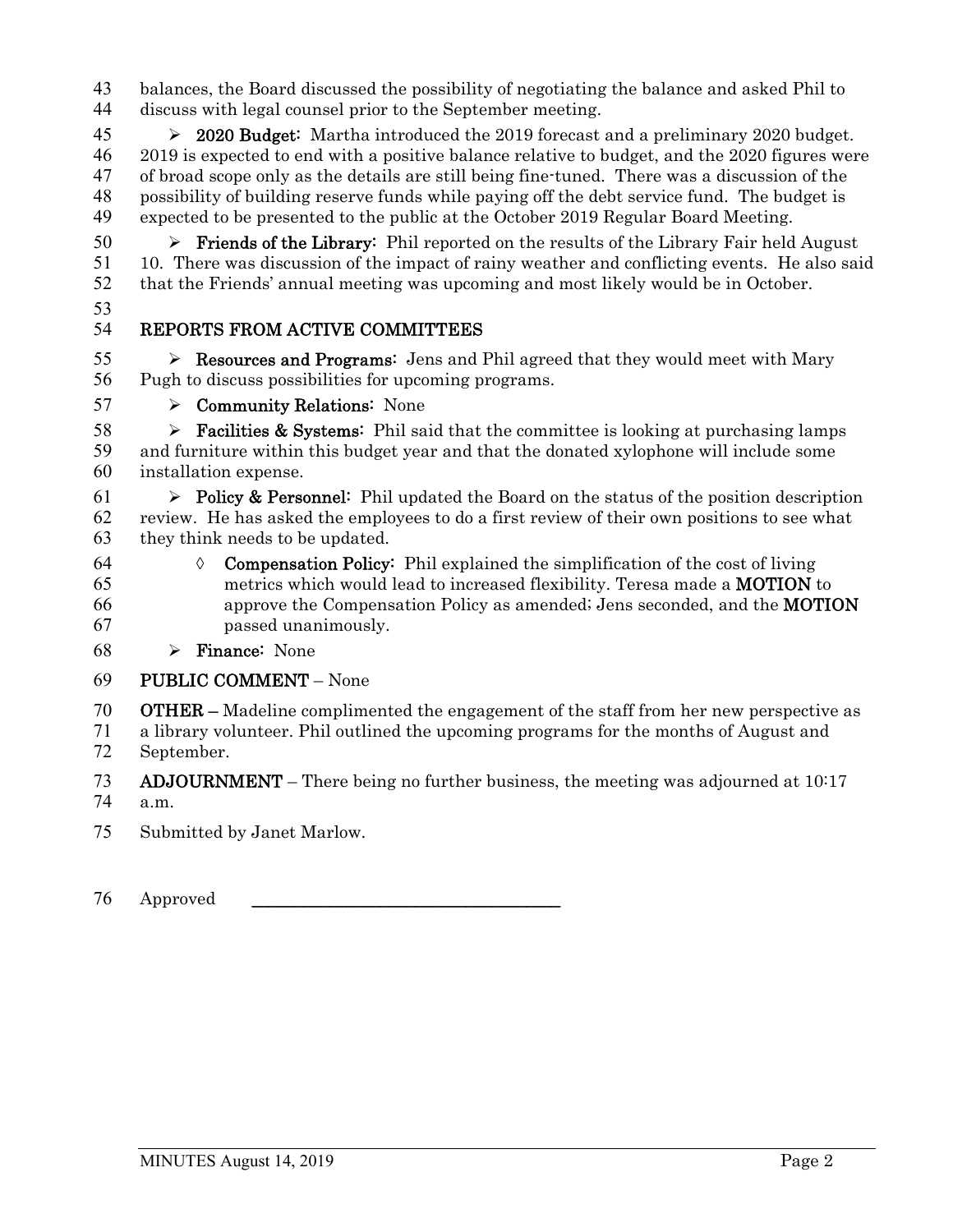balances, the Board discussed the possibility of negotiating the balance and asked Phil to discuss with legal counsel prior to the September meeting.

- **2020 Budget:** Martha introduced the 2019 forecast and a preliminary 2020 budget. 2019 is expected to end with a positive balance relative to budget, and the 2020 figures were of broad scope only as the details are still being fine-tuned. There was a discussion of the possibility of building reserve funds while paying off the debt service fund. The budget is expected to be presented to the public at the October 2019 Regular Board Meeting.
- **Friends of the Library:** Phil reported on the results of the Library Fair held August 10. There was discussion of the impact of rainy weather and conflicting events. He also said that the Friends' annual meeting was upcoming and most likely would be in October.

## REPORTS FROM ACTIVE COMMITTEES

- **Resources and Programs:** Jens and Phil agreed that they would meet with Mary Pugh to discuss possibilities for upcoming programs.
- **Community Relations:** None
- **Facilities & Systems:** Phil said that the committee is looking at purchasing lamps and furniture within this budget year and that the donated xylophone will include some installation expense.
- **Policy & Personnel:** Phil updated the Board on the status of the position description review. He has asked the employees to do a first review of their own positions to see what they think needs to be updated.
  - **Compensation Policy:** Phil explained the simplification of the cost of living metrics which would lead to increased flexibility. Teresa made a **MOTION** to approve the Compensation Policy as amended; Jens seconded, and the **MOTION** passed unanimously.
- **Finance:** None

**PUBLIC COMMENT** – None

**OTHER** – Madeline complimented the engagement of the staff from her new perspective as a library volunteer. Phil outlined the upcoming programs for the months of August and September.

**ADJOURNMENT** – There being no further business, the meeting was adjourned at 10:17 a.m.

Submitted by Janet Marlow.

Approved \_\_\_\_\_\_\_\_\_\_\_\_\_\_\_\_\_\_\_\_\_\_\_\_\_\_\_\_\_\_\_\_\_\_\_\_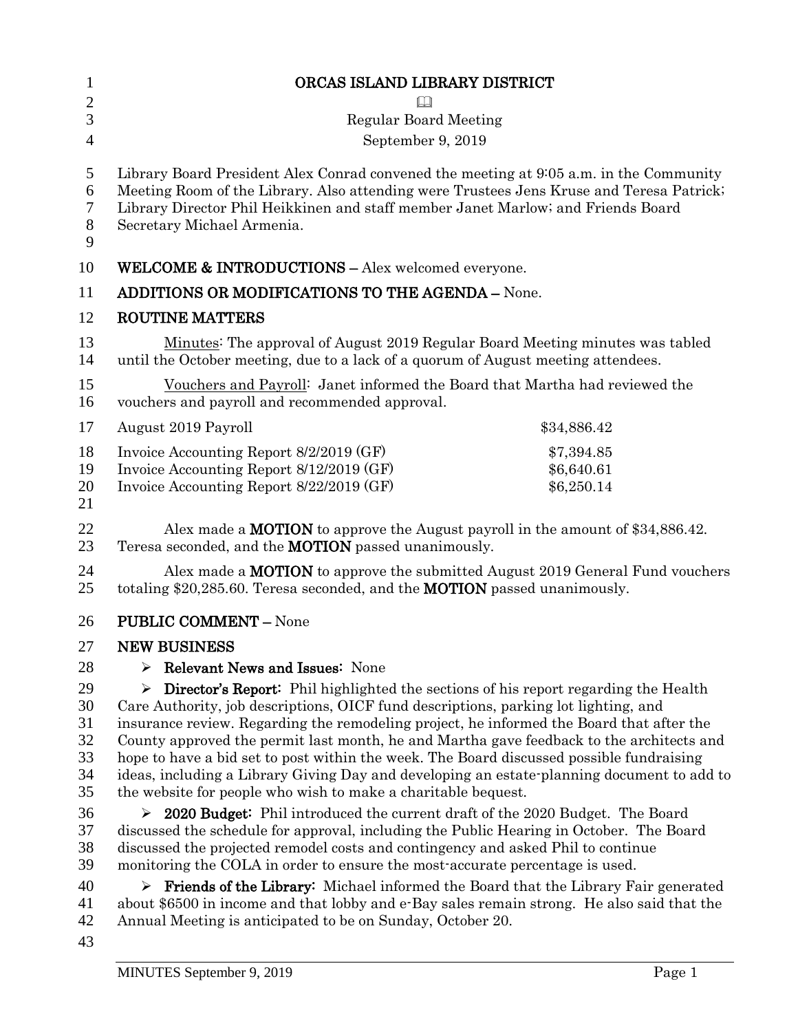# ORCAS ISLAND LIBRARY DISTRICT

Regular Board Meeting
September 9, 2019

Library Board President Alex Conrad convened the meeting at 9:05 a.m. in the Community Meeting Room of the Library. Also attending were Trustees Jens Kruse and Teresa Patrick; Library Director Phil Heikkinen and staff member Janet Marlow; and Friends Board Secretary Michael Armenia.

**WELCOME & INTRODUCTIONS –** Alex welcomed everyone.

**ADDITIONS OR MODIFICATIONS TO THE AGENDA –** None.

**ROUTINE MATTERS**

Minutes: The approval of August 2019 Regular Board Meeting minutes was tabled until the October meeting, due to a lack of a quorum of August meeting attendees.

Vouchers and Payroll: Janet informed the Board that Martha had reviewed the vouchers and payroll and recommended approval.

| | |
|---|---|
| August 2019 Payroll | $34,886.42 |
| Invoice Accounting Report 8/2/2019 (GF) | $7,394.85 |
| Invoice Accounting Report 8/12/2019 (GF) | $6,640.61 |
| Invoice Accounting Report 8/22/2019 (GF) | $6,250.14 |

Alex made a **MOTION** to approve the August payroll in the amount of $34,886.42. Teresa seconded, and the **MOTION** passed unanimously.

Alex made a **MOTION** to approve the submitted August 2019 General Fund vouchers totaling $20,285.60. Teresa seconded, and the **MOTION** passed unanimously.

**PUBLIC COMMENT –** None

**NEW BUSINESS**

- **Relevant News and Issues:** None
- **Director's Report:** Phil highlighted the sections of his report regarding the Health Care Authority, job descriptions, OICF fund descriptions, parking lot lighting, and insurance review. Regarding the remodeling project, he informed the Board that after the County approved the permit last month, he and Martha gave feedback to the architects and hope to have a bid set to post within the week. The Board discussed possible fundraising ideas, including a Library Giving Day and developing an estate-planning document to add to the website for people who wish to make a charitable bequest.
- **2020 Budget:** Phil introduced the current draft of the 2020 Budget. The Board discussed the schedule for approval, including the Public Hearing in October. The Board discussed the projected remodel costs and contingency and asked Phil to continue monitoring the COLA in order to ensure the most-accurate percentage is used.
- **Friends of the Library:** Michael informed the Board that the Library Fair generated about $6500 in income and that lobby and e-Bay sales remain strong. He also said that the Annual Meeting is anticipated to be on Sunday, October 20.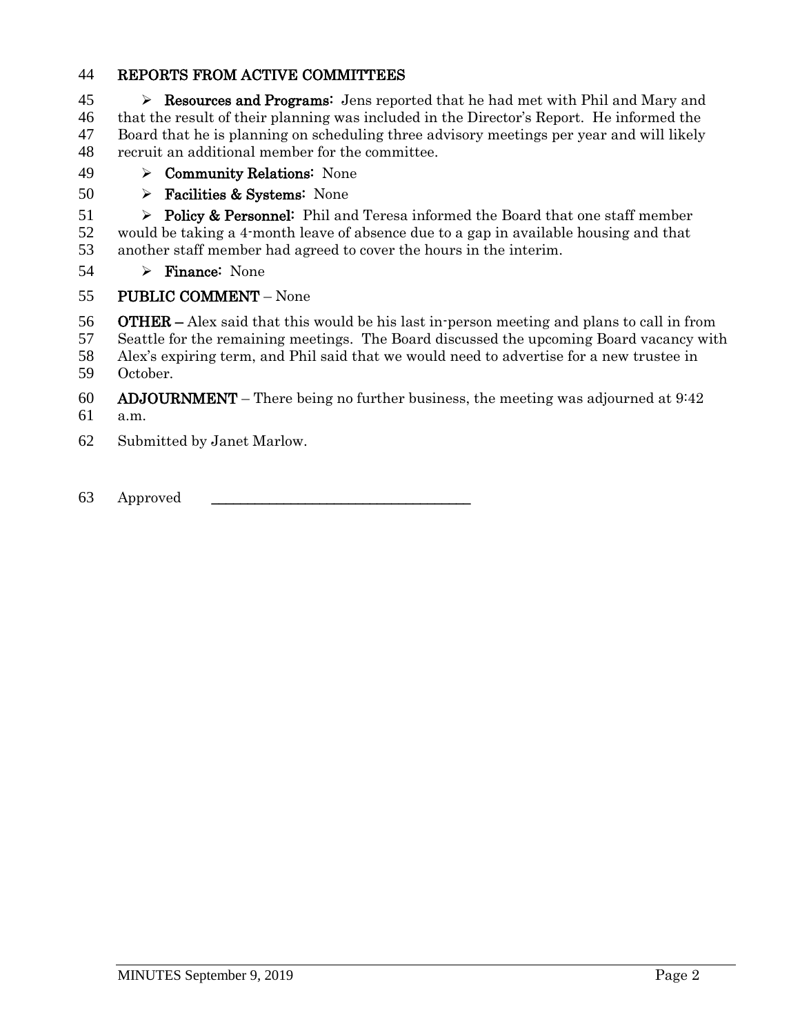## REPORTS FROM ACTIVE COMMITTEES

- **Resources and Programs:** Jens reported that he had met with Phil and Mary and that the result of their planning was included in the Director's Report. He informed the Board that he is planning on scheduling three advisory meetings per year and will likely recruit an additional member for the committee.
- **Community Relations:** None
- **Facilities & Systems:** None
- **Policy & Personnel:** Phil and Teresa informed the Board that one staff member would be taking a 4-month leave of absence due to a gap in available housing and that another staff member had agreed to cover the hours in the interim.
- **Finance:** None

**PUBLIC COMMENT** – None

**OTHER –** Alex said that this would be his last in-person meeting and plans to call in from Seattle for the remaining meetings. The Board discussed the upcoming Board vacancy with Alex's expiring term, and Phil said that we would need to advertise for a new trustee in October.

**ADJOURNMENT** – There being no further business, the meeting was adjourned at 9:42 a.m.

Submitted by Janet Marlow.

Approved ____________________________________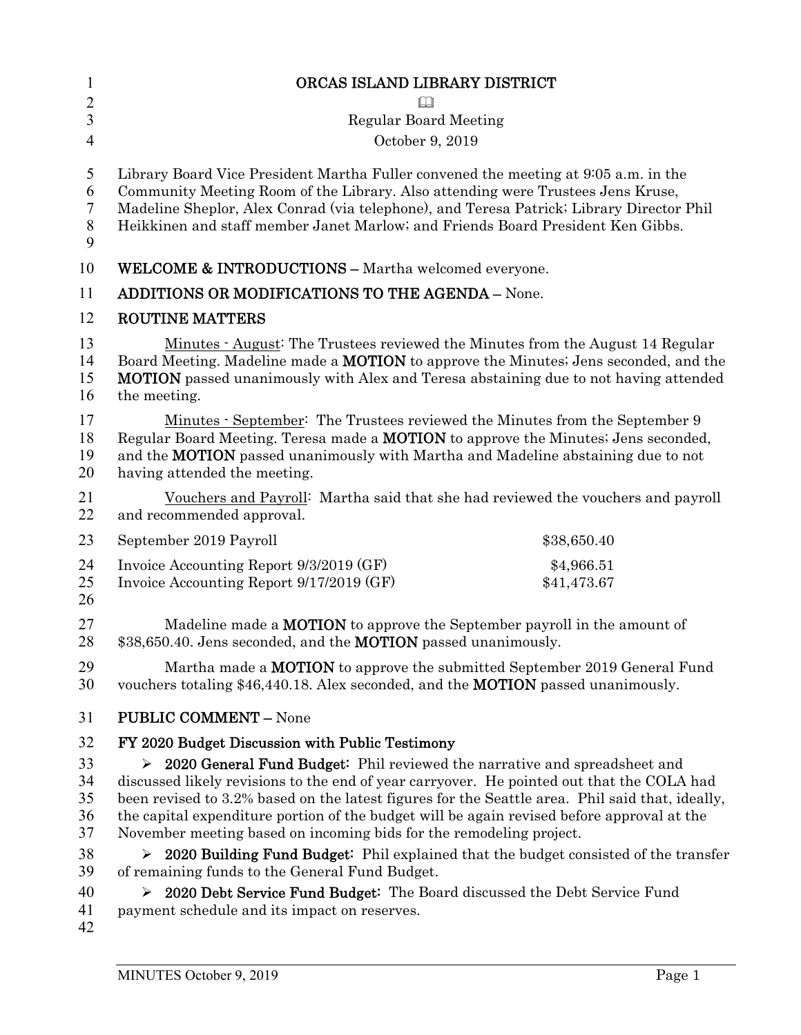# ORCAS ISLAND LIBRARY DISTRICT

📖

Regular Board Meeting

October 9, 2019

Library Board Vice President Martha Fuller convened the meeting at 9:05 a.m. in the Community Meeting Room of the Library. Also attending were Trustees Jens Kruse, Madeline Sheplor, Alex Conrad (via telephone), and Teresa Patrick; Library Director Phil Heikkinen and staff member Janet Marlow; and Friends Board President Ken Gibbs.

**WELCOME & INTRODUCTIONS –** Martha welcomed everyone.

**ADDITIONS OR MODIFICATIONS TO THE AGENDA –** None.

**ROUTINE MATTERS**

Minutes - August: The Trustees reviewed the Minutes from the August 14 Regular Board Meeting. Madeline made a **MOTION** to approve the Minutes; Jens seconded, and the **MOTION** passed unanimously with Alex and Teresa abstaining due to not having attended the meeting.

Minutes - September: The Trustees reviewed the Minutes from the September 9 Regular Board Meeting. Teresa made a **MOTION** to approve the Minutes; Jens seconded, and the **MOTION** passed unanimously with Martha and Madeline abstaining due to not having attended the meeting.

Vouchers and Payroll: Martha said that she had reviewed the vouchers and payroll and recommended approval.

| | |
|---|---|
| September 2019 Payroll | $38,650.40 |
| Invoice Accounting Report 9/3/2019 (GF) | $4,966.51 |
| Invoice Accounting Report 9/17/2019 (GF) | $41,473.67 |

Madeline made a **MOTION** to approve the September payroll in the amount of $38,650.40. Jens seconded, and the **MOTION** passed unanimously.

Martha made a **MOTION** to approve the submitted September 2019 General Fund vouchers totaling $46,440.18. Alex seconded, and the **MOTION** passed unanimously.

**PUBLIC COMMENT –** None

**FY 2020 Budget Discussion with Public Testimony**

- **2020 General Fund Budget:** Phil reviewed the narrative and spreadsheet and discussed likely revisions to the end of year carryover. He pointed out that the COLA had been revised to 3.2% based on the latest figures for the Seattle area. Phil said that, ideally, the capital expenditure portion of the budget will be again revised before approval at the November meeting based on incoming bids for the remodeling project.
- **2020 Building Fund Budget:** Phil explained that the budget consisted of the transfer of remaining funds to the General Fund Budget.
- **2020 Debt Service Fund Budget:** The Board discussed the Debt Service Fund payment schedule and its impact on reserves.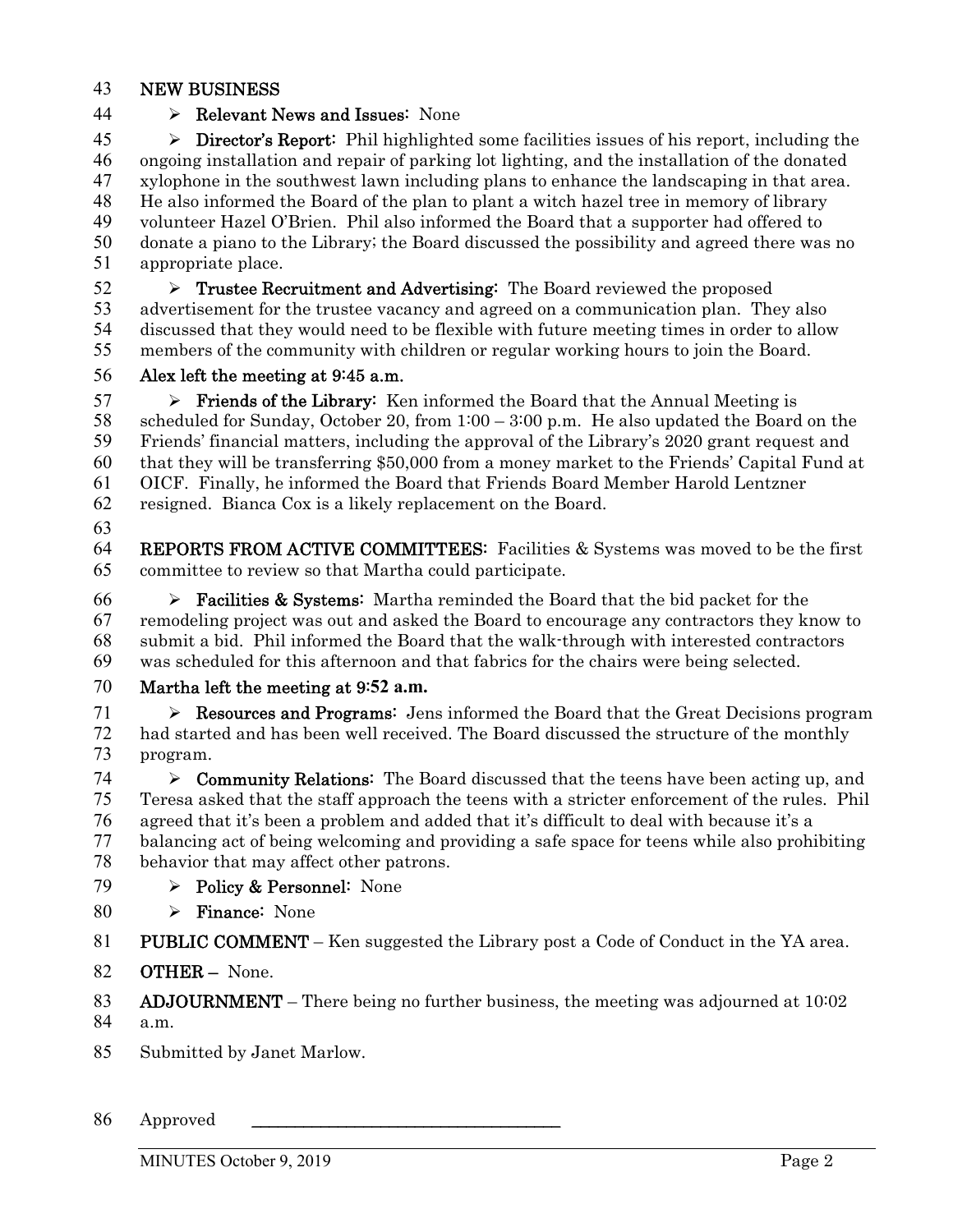**NEW BUSINESS**

- **Relevant News and Issues:** None
- **Director's Report:** Phil highlighted some facilities issues of his report, including the ongoing installation and repair of parking lot lighting, and the installation of the donated xylophone in the southwest lawn including plans to enhance the landscaping in that area. He also informed the Board of the plan to plant a witch hazel tree in memory of library volunteer Hazel O'Brien. Phil also informed the Board that a supporter had offered to donate a piano to the Library; the Board discussed the possibility and agreed there was no appropriate place.
- **Trustee Recruitment and Advertising:** The Board reviewed the proposed advertisement for the trustee vacancy and agreed on a communication plan. They also discussed that they would need to be flexible with future meeting times in order to allow members of the community with children or regular working hours to join the Board.

**Alex left the meeting at 9:45 a.m.**

- **Friends of the Library:** Ken informed the Board that the Annual Meeting is scheduled for Sunday, October 20, from 1:00 – 3:00 p.m. He also updated the Board on the Friends' financial matters, including the approval of the Library's 2020 grant request and that they will be transferring $50,000 from a money market to the Friends' Capital Fund at OICF. Finally, he informed the Board that Friends Board Member Harold Lentzner resigned. Bianca Cox is a likely replacement on the Board.

**REPORTS FROM ACTIVE COMMITTEES:** Facilities & Systems was moved to be the first committee to review so that Martha could participate.

- **Facilities & Systems:** Martha reminded the Board that the bid packet for the remodeling project was out and asked the Board to encourage any contractors they know to submit a bid. Phil informed the Board that the walk-through with interested contractors was scheduled for this afternoon and that fabrics for the chairs were being selected.

**Martha left the meeting at 9:52 a.m.**

- **Resources and Programs:** Jens informed the Board that the Great Decisions program had started and has been well received. The Board discussed the structure of the monthly program.
- **Community Relations:** The Board discussed that the teens have been acting up, and Teresa asked that the staff approach the teens with a stricter enforcement of the rules. Phil agreed that it's been a problem and added that it's difficult to deal with because it's a balancing act of being welcoming and providing a safe space for teens while also prohibiting behavior that may affect other patrons.
- **Policy & Personnel:** None
- **Finance:** None

**PUBLIC COMMENT** – Ken suggested the Library post a Code of Conduct in the YA area.

**OTHER –** None.

**ADJOURNMENT** – There being no further business, the meeting was adjourned at 10:02 a.m.

Submitted by Janet Marlow.

Approved \_\_\_\_\_\_\_\_\_\_\_\_\_\_\_\_\_\_\_\_\_\_\_\_\_\_\_\_\_\_\_\_\_\_\_\_\_\_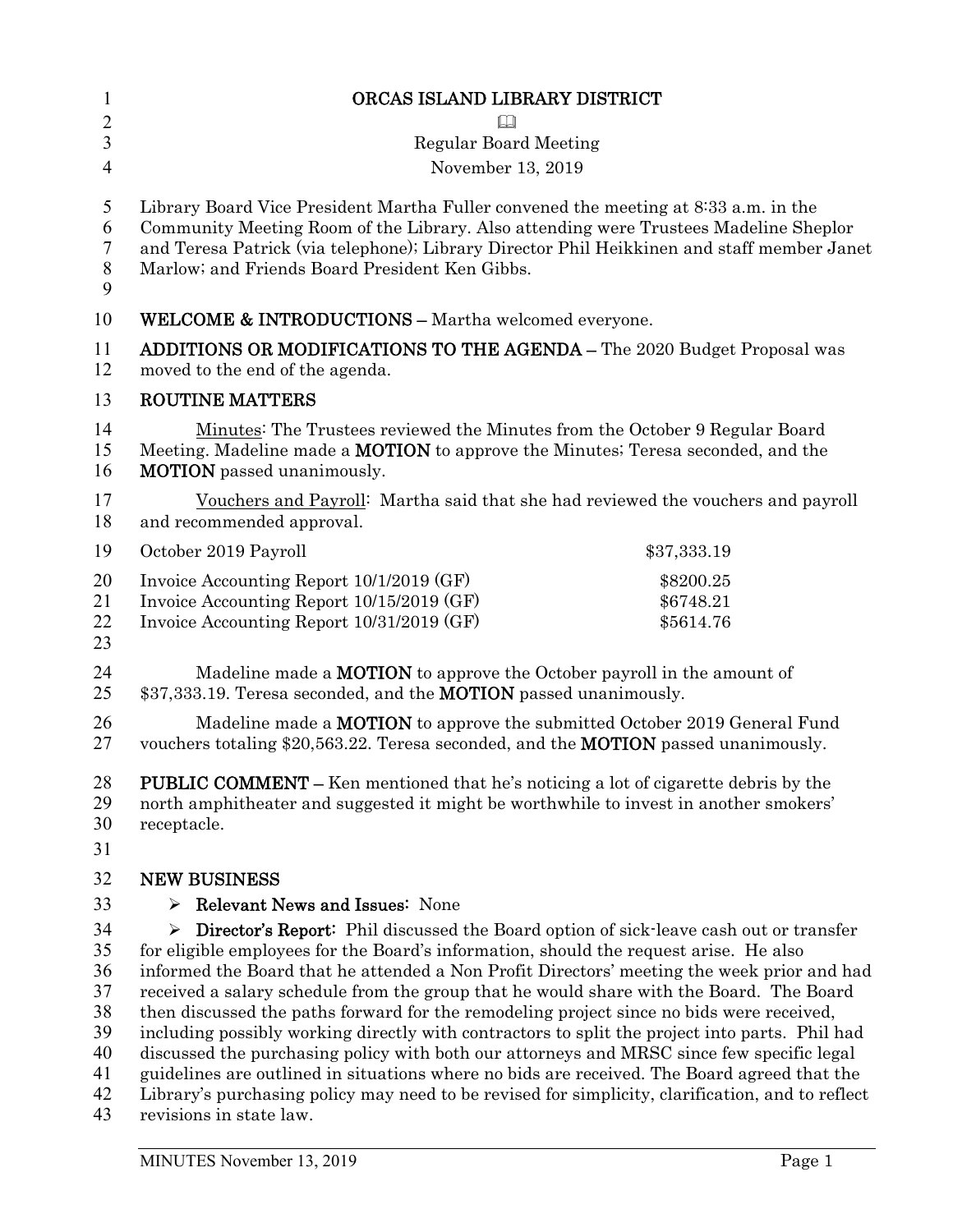# ORCAS ISLAND LIBRARY DISTRICT

📖

Regular Board Meeting

November 13, 2019

Library Board Vice President Martha Fuller convened the meeting at 8:33 a.m. in the Community Meeting Room of the Library. Also attending were Trustees Madeline Sheplor and Teresa Patrick (via telephone); Library Director Phil Heikkinen and staff member Janet Marlow; and Friends Board President Ken Gibbs.

**WELCOME & INTRODUCTIONS –** Martha welcomed everyone.

**ADDITIONS OR MODIFICATIONS TO THE AGENDA –** The 2020 Budget Proposal was moved to the end of the agenda.

**ROUTINE MATTERS**

Minutes: The Trustees reviewed the Minutes from the October 9 Regular Board Meeting. Madeline made a **MOTION** to approve the Minutes; Teresa seconded, and the **MOTION** passed unanimously.

Vouchers and Payroll: Martha said that she had reviewed the vouchers and payroll and recommended approval.

| | |
|---|---|
| October 2019 Payroll | $37,333.19 |
| Invoice Accounting Report 10/1/2019 (GF) | $8200.25 |
| Invoice Accounting Report 10/15/2019 (GF) | $6748.21 |
| Invoice Accounting Report 10/31/2019 (GF) | $5614.76 |

Madeline made a **MOTION** to approve the October payroll in the amount of $37,333.19. Teresa seconded, and the **MOTION** passed unanimously.

Madeline made a **MOTION** to approve the submitted October 2019 General Fund vouchers totaling $20,563.22. Teresa seconded, and the **MOTION** passed unanimously.

**PUBLIC COMMENT –** Ken mentioned that he's noticing a lot of cigarette debris by the north amphitheater and suggested it might be worthwhile to invest in another smokers' receptacle.

**NEW BUSINESS**

- **Relevant News and Issues:** None
- **Director's Report:** Phil discussed the Board option of sick-leave cash out or transfer for eligible employees for the Board's information, should the request arise. He also informed the Board that he attended a Non Profit Directors' meeting the week prior and had received a salary schedule from the group that he would share with the Board. The Board then discussed the paths forward for the remodeling project since no bids were received, including possibly working directly with contractors to split the project into parts. Phil had discussed the purchasing policy with both our attorneys and MRSC since few specific legal guidelines are outlined in situations where no bids are received. The Board agreed that the Library's purchasing policy may need to be revised for simplicity, clarification, and to reflect revisions in state law.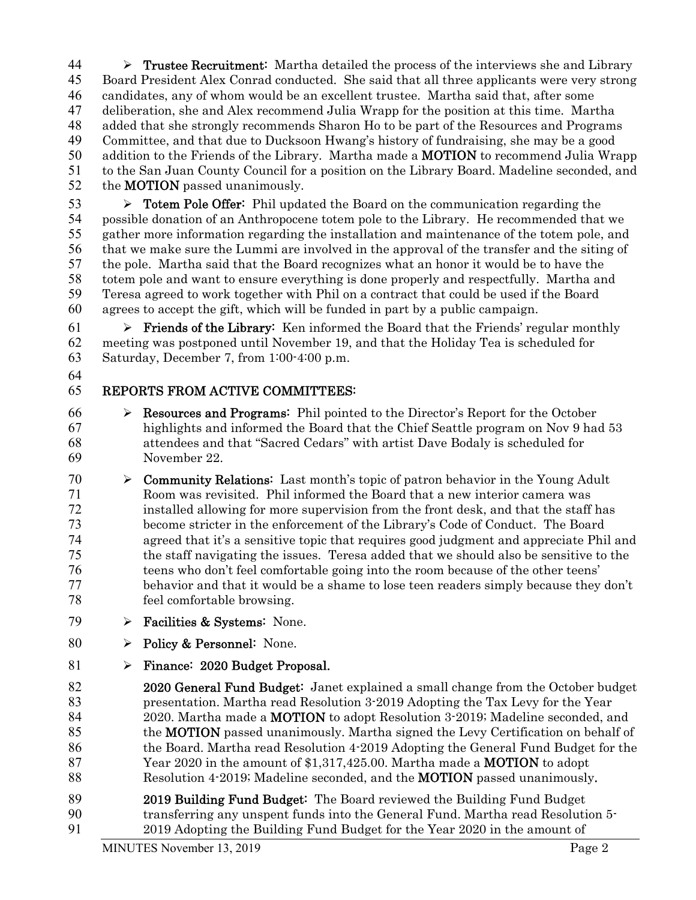- **Trustee Recruitment:** Martha detailed the process of the interviews she and Library Board President Alex Conrad conducted. She said that all three applicants were very strong candidates, any of whom would be an excellent trustee. Martha said that, after some deliberation, she and Alex recommend Julia Wrapp for the position at this time. Martha added that she strongly recommends Sharon Ho to be part of the Resources and Programs Committee, and that due to Ducksoon Hwang's history of fundraising, she may be a good addition to the Friends of the Library. Martha made a **MOTION** to recommend Julia Wrapp to the San Juan County Council for a position on the Library Board. Madeline seconded, and the **MOTION** passed unanimously.

- **Totem Pole Offer:** Phil updated the Board on the communication regarding the possible donation of an Anthropocene totem pole to the Library. He recommended that we gather more information regarding the installation and maintenance of the totem pole, and that we make sure the Lummi are involved in the approval of the transfer and the siting of the pole. Martha said that the Board recognizes what an honor it would be to have the totem pole and want to ensure everything is done properly and respectfully. Martha and Teresa agreed to work together with Phil on a contract that could be used if the Board agrees to accept the gift, which will be funded in part by a public campaign.

- **Friends of the Library:** Ken informed the Board that the Friends' regular monthly meeting was postponed until November 19, and that the Holiday Tea is scheduled for Saturday, December 7, from 1:00-4:00 p.m.

## REPORTS FROM ACTIVE COMMITTEES:

- **Resources and Programs:** Phil pointed to the Director's Report for the October highlights and informed the Board that the Chief Seattle program on Nov 9 had 53 attendees and that "Sacred Cedars" with artist Dave Bodaly is scheduled for November 22.

- **Community Relations:** Last month's topic of patron behavior in the Young Adult Room was revisited. Phil informed the Board that a new interior camera was installed allowing for more supervision from the front desk, and that the staff has become stricter in the enforcement of the Library's Code of Conduct. The Board agreed that it's a sensitive topic that requires good judgment and appreciate Phil and the staff navigating the issues. Teresa added that we should also be sensitive to the teens who don't feel comfortable going into the room because of the other teens' behavior and that it would be a shame to lose teen readers simply because they don't feel comfortable browsing.

- **Facilities & Systems:** None.

- **Policy & Personnel:** None.

- **Finance: 2020 Budget Proposal.**

  **2020 General Fund Budget:** Janet explained a small change from the October budget presentation. Martha read Resolution 3-2019 Adopting the Tax Levy for the Year 2020. Martha made a **MOTION** to adopt Resolution 3-2019; Madeline seconded, and the **MOTION** passed unanimously. Martha signed the Levy Certification on behalf of the Board. Martha read Resolution 4-2019 Adopting the General Fund Budget for the Year 2020 in the amount of $1,317,425.00. Martha made a **MOTION** to adopt Resolution 4-2019; Madeline seconded, and the **MOTION** passed unanimously.

  **2019 Building Fund Budget:** The Board reviewed the Building Fund Budget transferring any unspent funds into the General Fund. Martha read Resolution 5-2019 Adopting the Building Fund Budget for the Year 2020 in the amount of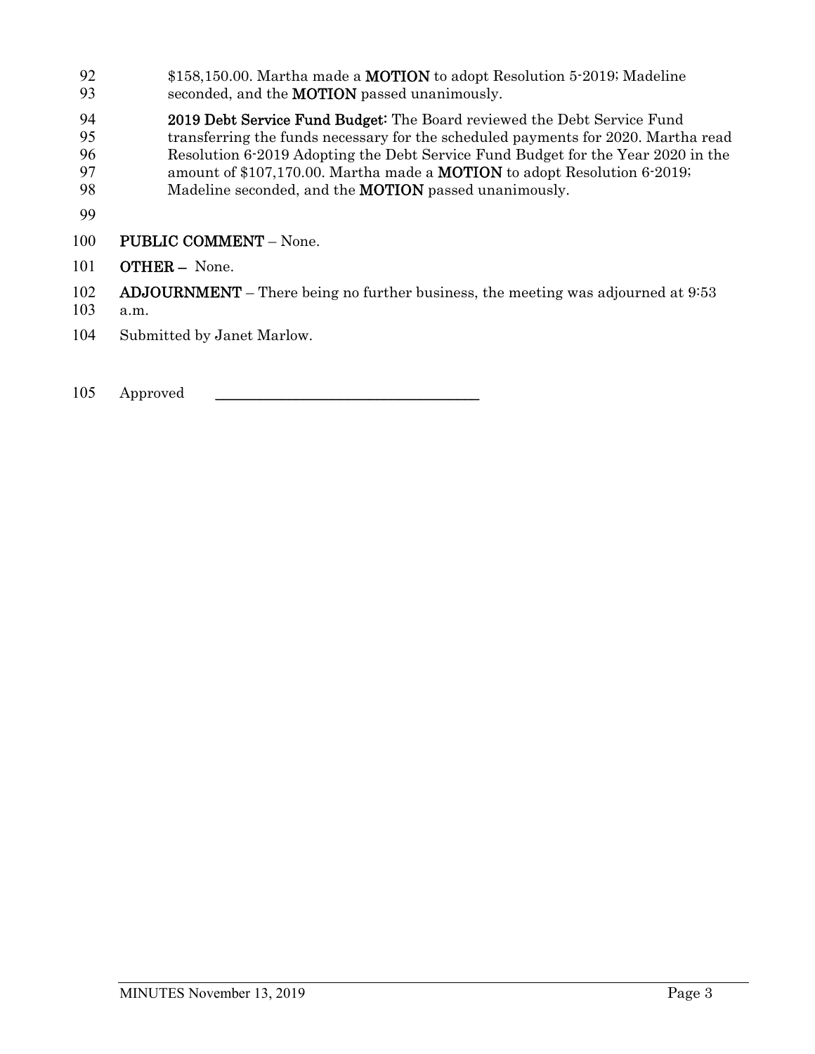$158,150.00. Martha made a **MOTION** to adopt Resolution 5-2019; Madeline seconded, and the **MOTION** passed unanimously.

**2019 Debt Service Fund Budget:** The Board reviewed the Debt Service Fund transferring the funds necessary for the scheduled payments for 2020. Martha read Resolution 6-2019 Adopting the Debt Service Fund Budget for the Year 2020 in the amount of $107,170.00. Martha made a **MOTION** to adopt Resolution 6-2019; Madeline seconded, and the **MOTION** passed unanimously.

**PUBLIC COMMENT** – None.

**OTHER –** None.

**ADJOURNMENT** – There being no further business, the meeting was adjourned at 9:53 a.m.

Submitted by Janet Marlow.

Approved \_\_\_\_\_\_\_\_\_\_\_\_\_\_\_\_\_\_\_\_\_\_\_\_\_\_\_\_\_\_\_\_\_\_\_\_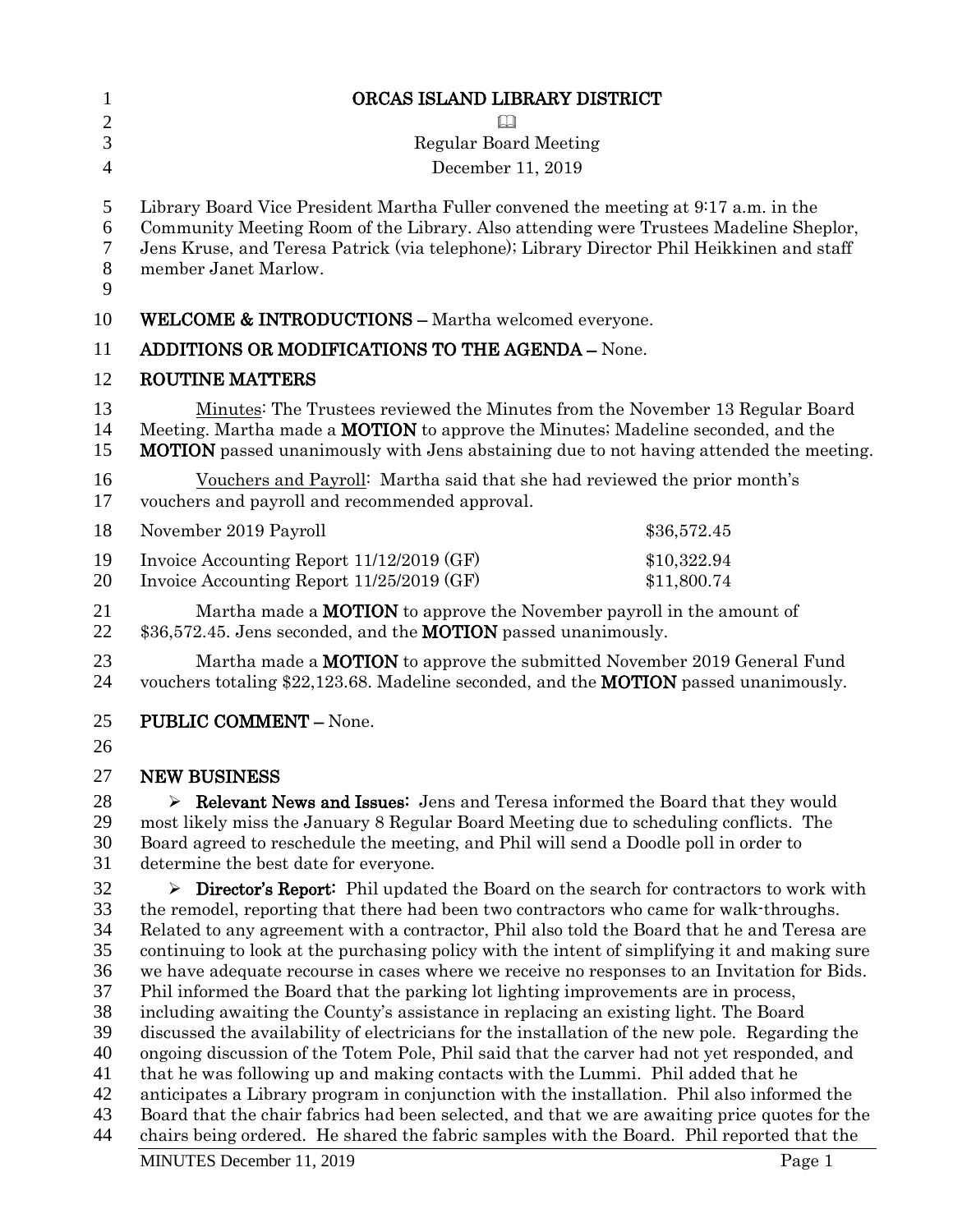# ORCAS ISLAND LIBRARY DISTRICT

Regular Board Meeting

December 11, 2019

Library Board Vice President Martha Fuller convened the meeting at 9:17 a.m. in the Community Meeting Room of the Library. Also attending were Trustees Madeline Sheplor, Jens Kruse, and Teresa Patrick (via telephone); Library Director Phil Heikkinen and staff member Janet Marlow.

**WELCOME & INTRODUCTIONS** – Martha welcomed everyone.

**ADDITIONS OR MODIFICATIONS TO THE AGENDA** – None.

**ROUTINE MATTERS**

Minutes: The Trustees reviewed the Minutes from the November 13 Regular Board Meeting. Martha made a **MOTION** to approve the Minutes; Madeline seconded, and the **MOTION** passed unanimously with Jens abstaining due to not having attended the meeting.

Vouchers and Payroll: Martha said that she had reviewed the prior month's vouchers and payroll and recommended approval.

| | |
|---|---|
| November 2019 Payroll | $36,572.45 |
| Invoice Accounting Report 11/12/2019 (GF) | $10,322.94 |
| Invoice Accounting Report 11/25/2019 (GF) | $11,800.74 |

Martha made a **MOTION** to approve the November payroll in the amount of $36,572.45. Jens seconded, and the **MOTION** passed unanimously.

Martha made a **MOTION** to approve the submitted November 2019 General Fund vouchers totaling $22,123.68. Madeline seconded, and the **MOTION** passed unanimously.

**PUBLIC COMMENT** – None.

**NEW BUSINESS**

- **Relevant News and Issues:** Jens and Teresa informed the Board that they would most likely miss the January 8 Regular Board Meeting due to scheduling conflicts. The Board agreed to reschedule the meeting, and Phil will send a Doodle poll in order to determine the best date for everyone.

- **Director's Report:** Phil updated the Board on the search for contractors to work with the remodel, reporting that there had been two contractors who came for walk-throughs. Related to any agreement with a contractor, Phil also told the Board that he and Teresa are continuing to look at the purchasing policy with the intent of simplifying it and making sure we have adequate recourse in cases where we receive no responses to an Invitation for Bids. Phil informed the Board that the parking lot lighting improvements are in process, including awaiting the County's assistance in replacing an existing light. The Board discussed the availability of electricians for the installation of the new pole. Regarding the ongoing discussion of the Totem Pole, Phil said that the carver had not yet responded, and that he was following up and making contacts with the Lummi. Phil added that he anticipates a Library program in conjunction with the installation. Phil also informed the Board that the chair fabrics had been selected, and that we are awaiting price quotes for the chairs being ordered. He shared the fabric samples with the Board. Phil reported that the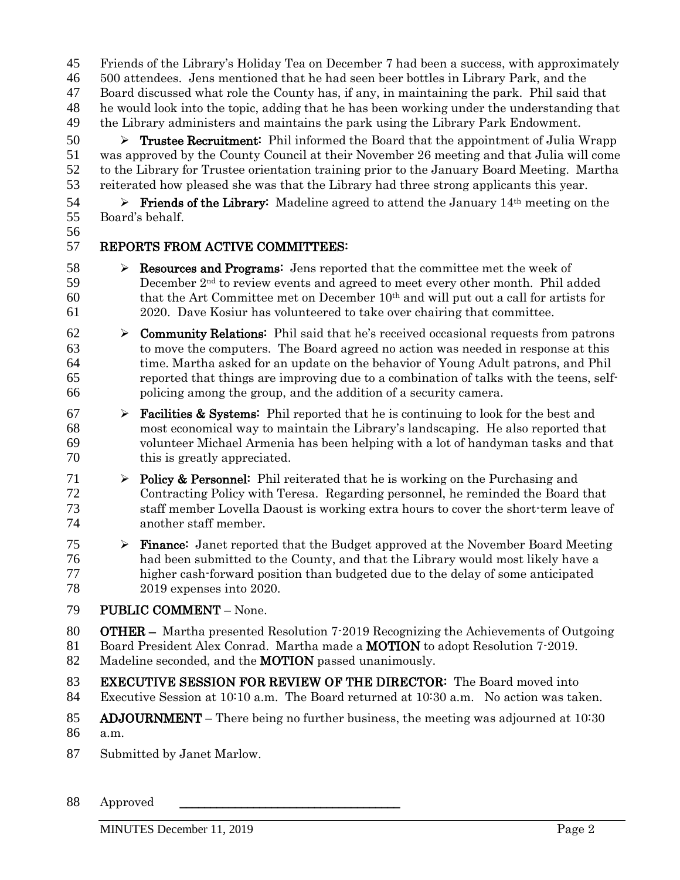Friends of the Library's Holiday Tea on December 7 had been a success, with approximately 500 attendees. Jens mentioned that he had seen beer bottles in Library Park, and the Board discussed what role the County has, if any, in maintaining the park. Phil said that he would look into the topic, adding that he has been working under the understanding that the Library administers and maintains the park using the Library Park Endowment.

- **Trustee Recruitment:** Phil informed the Board that the appointment of Julia Wrapp was approved by the County Council at their November 26 meeting and that Julia will come to the Library for Trustee orientation training prior to the January Board Meeting. Martha reiterated how pleased she was that the Library had three strong applicants this year.
- **Friends of the Library:** Madeline agreed to attend the January 14th meeting on the Board's behalf.

## REPORTS FROM ACTIVE COMMITTEES:

- **Resources and Programs:** Jens reported that the committee met the week of December 2nd to review events and agreed to meet every other month. Phil added that the Art Committee met on December 10th and will put out a call for artists for 2020. Dave Kosiur has volunteered to take over chairing that committee.
- **Community Relations:** Phil said that he's received occasional requests from patrons to move the computers. The Board agreed no action was needed in response at this time. Martha asked for an update on the behavior of Young Adult patrons, and Phil reported that things are improving due to a combination of talks with the teens, self-policing among the group, and the addition of a security camera.
- **Facilities & Systems:** Phil reported that he is continuing to look for the best and most economical way to maintain the Library's landscaping. He also reported that volunteer Michael Armenia has been helping with a lot of handyman tasks and that this is greatly appreciated.
- **Policy & Personnel:** Phil reiterated that he is working on the Purchasing and Contracting Policy with Teresa. Regarding personnel, he reminded the Board that staff member Lovella Daoust is working extra hours to cover the short-term leave of another staff member.
- **Finance:** Janet reported that the Budget approved at the November Board Meeting had been submitted to the County, and that the Library would most likely have a higher cash-forward position than budgeted due to the delay of some anticipated 2019 expenses into 2020.

**PUBLIC COMMENT** – None.

**OTHER –** Martha presented Resolution 7-2019 Recognizing the Achievements of Outgoing Board President Alex Conrad. Martha made a **MOTION** to adopt Resolution 7-2019. Madeline seconded, and the **MOTION** passed unanimously.

**EXECUTIVE SESSION FOR REVIEW OF THE DIRECTOR:** The Board moved into Executive Session at 10:10 a.m. The Board returned at 10:30 a.m. No action was taken.

**ADJOURNMENT** – There being no further business, the meeting was adjourned at 10:30 a.m.

Submitted by Janet Marlow.

Approved \_\_\_\_\_\_\_\_\_\_\_\_\_\_\_\_\_\_\_\_\_\_\_\_\_\_\_\_\_\_\_\_\_\_\_\_